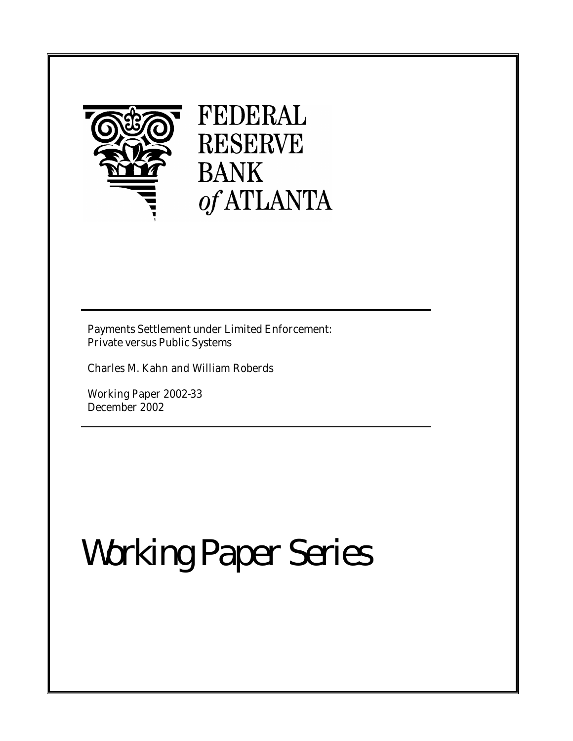FEDERAL RESERVE BANK *of* ATLANTA

Payments Settlement under Limited Enforcement: Private versus Public Systems

Charles M. Kahn and William Roberds

Working Paper 2002-33
December 2002

# Working Paper Series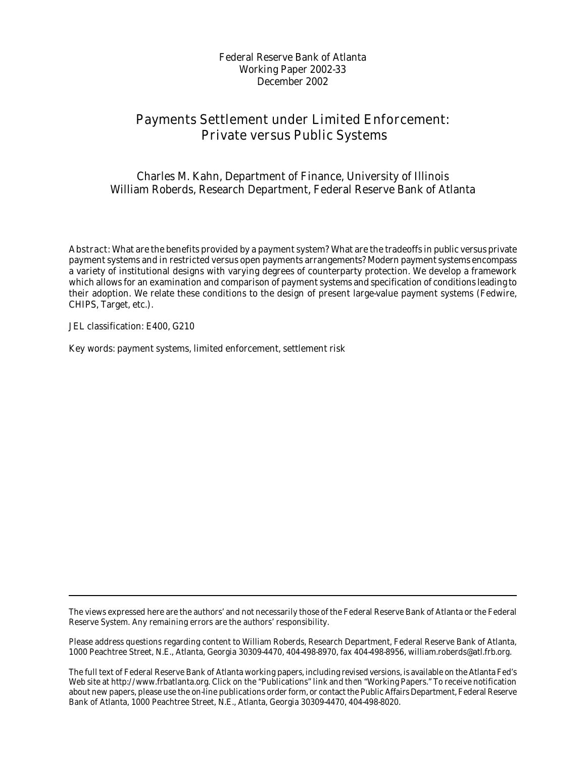Federal Reserve Bank of Atlanta
Working Paper 2002-33
December 2002

# Payments Settlement under Limited Enforcement: Private versus Public Systems

Charles M. Kahn, Department of Finance, University of Illinois
William Roberds, Research Department, Federal Reserve Bank of Atlanta

Abstract: What are the benefits provided by a payment system? What are the tradeoffs in public versus private payment systems and in restricted versus open payments arrangements? Modern payment systems encompass a variety of institutional designs with varying degrees of counterparty protection. We develop a framework which allows for an examination and comparison of payment systems and specification of conditions leading to their adoption. We relate these conditions to the design of present large-value payment systems (Fedwire, CHIPS, Target, etc.).

JEL classification: E400, G210

Key words: payment systems, limited enforcement, settlement risk

---

The views expressed here are the authors' and not necessarily those of the Federal Reserve Bank of Atlanta or the Federal Reserve System. Any remaining errors are the authors' responsibility.

Please address questions regarding content to William Roberds, Research Department, Federal Reserve Bank of Atlanta, 1000 Peachtree Street, N.E., Atlanta, Georgia 30309-4470, 404-498-8970, fax 404-498-8956, william.roberds@atl.frb.org.

The full text of Federal Reserve Bank of Atlanta working papers, including revised versions, is available on the Atlanta Fed's Web site at http://www.frbatlanta.org. Click on the "Publications" link and then "Working Papers." To receive notification about new papers, please use the on-line publications order form, or contact the Public Affairs Department, Federal Reserve Bank of Atlanta, 1000 Peachtree Street, N.E., Atlanta, Georgia 30309-4470, 404-498-8020.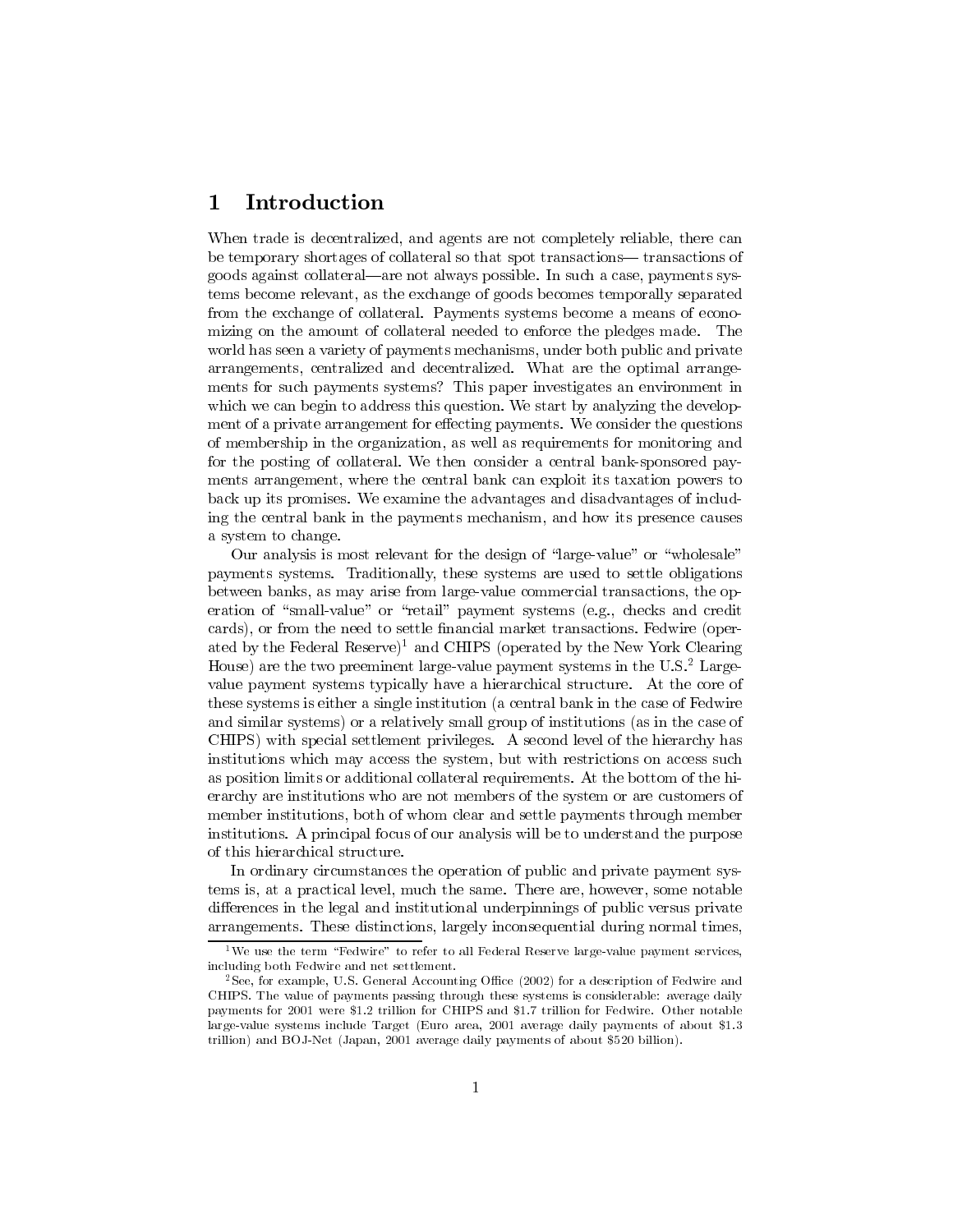# 1 Introduction

When trade is decentralized, and agents are not completely reliable, there can be temporary shortages of collateral so that spot transactions— transactions of goods against collateral—are not always possible. In such a case, payments systems become relevant, as the exchange of goods becomes temporally separated from the exchange of collateral. Payments systems become a means of economizing on the amount of collateral needed to enforce the pledges made. The world has seen a variety of payments mechanisms, under both public and private arrangements, centralized and decentralized. What are the optimal arrangements for such payments systems? This paper investigates an environment in which we can begin to address this question. We start by analyzing the development of a private arrangement for effecting payments. We consider the questions of membership in the organization, as well as requirements for monitoring and for the posting of collateral. We then consider a central bank-sponsored payments arrangement, where the central bank can exploit its taxation powers to back up its promises. We examine the advantages and disadvantages of including the central bank in the payments mechanism, and how its presence causes a system to change.

Our analysis is most relevant for the design of "large-value" or "wholesale" payments systems. Traditionally, these systems are used to settle obligations between banks, as may arise from large-value commercial transactions, the operation of "small-value" or "retail" payment systems (e.g., checks and credit cards), or from the need to settle financial market transactions. Fedwire (operated by the Federal Reserve)[1] and CHIPS (operated by the New York Clearing House) are the two preeminent large-value payment systems in the U.S.[2] Large-value payment systems typically have a hierarchical structure. At the core of these systems is either a single institution (a central bank in the case of Fedwire and similar systems) or a relatively small group of institutions (as in the case of CHIPS) with special settlement privileges. A second level of the hierarchy has institutions which may access the system, but with restrictions on access such as position limits or additional collateral requirements. At the bottom of the hierarchy are institutions who are not members of the system or are customers of member institutions, both of whom clear and settle payments through member institutions. A principal focus of our analysis will be to understand the purpose of this hierarchical structure.

In ordinary circumstances the operation of public and private payment systems is, at a practical level, much the same. There are, however, some notable differences in the legal and institutional underpinnings of public versus private arrangements. These distinctions, largely inconsequential during normal times,

---

[1] We use the term "Fedwire" to refer to all Federal Reserve large-value payment services, including both Fedwire and net settlement.

[2] See, for example, U.S. General Accounting Office (2002) for a description of Fedwire and CHIPS. The value of payments passing through these systems is considerable: average daily payments for 2001 were $1.2 trillion for CHIPS and $1.7 trillion for Fedwire. Other notable large-value systems include Target (Euro area, 2001 average daily payments of about $1.3 trillion) and BOJ-Net (Japan, 2001 average daily payments of about $520 billion).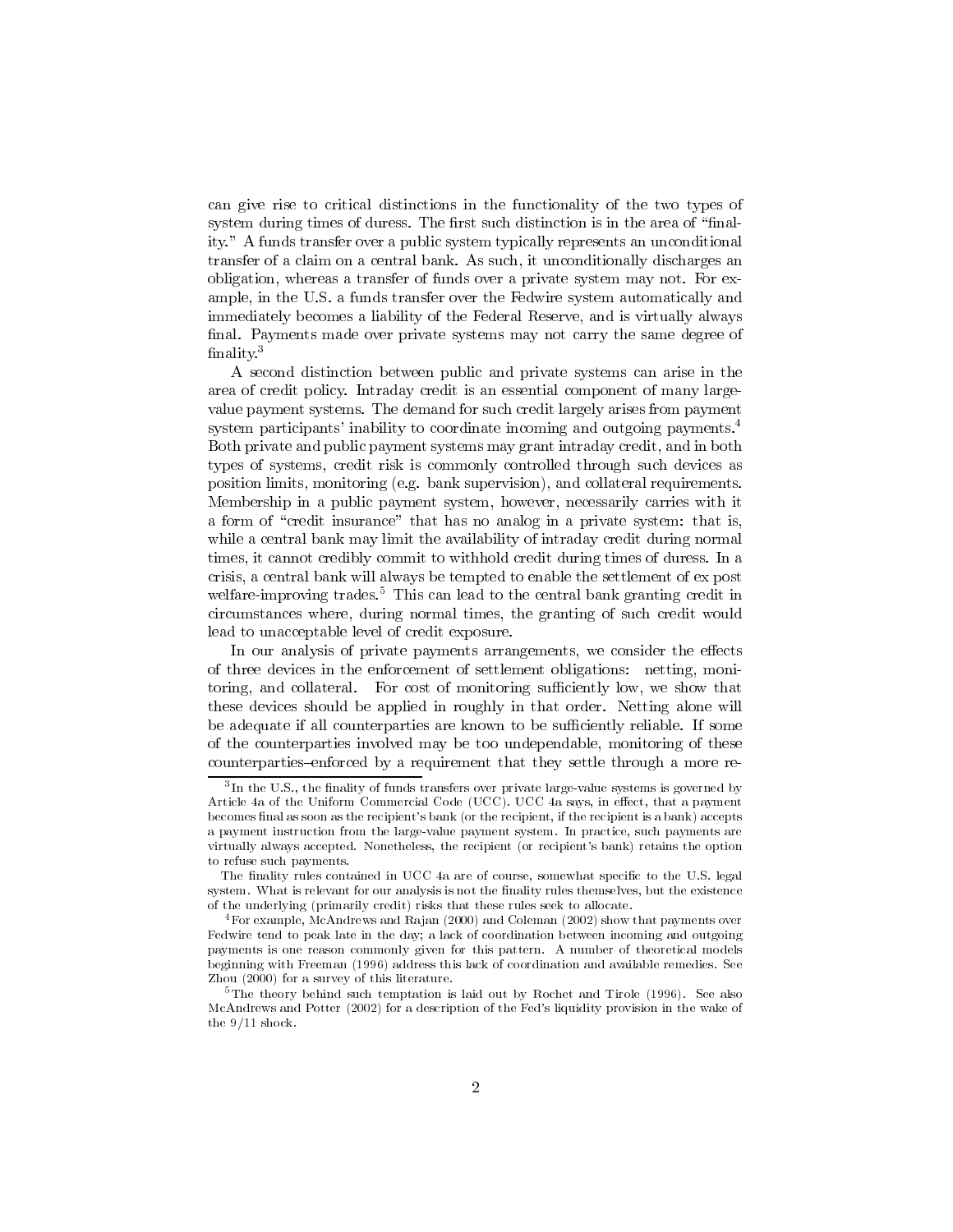can give rise to critical distinctions in the functionality of the two types of system during times of duress. The first such distinction is in the area of "finality." A funds transfer over a public system typically represents an unconditional transfer of a claim on a central bank. As such, it unconditionally discharges an obligation, whereas a transfer of funds over a private system may not. For example, in the U.S. a funds transfer over the Fedwire system automatically and immediately becomes a liability of the Federal Reserve, and is virtually always final. Payments made over private systems may not carry the same degree of finality.[3]

A second distinction between public and private systems can arise in the area of credit policy. Intraday credit is an essential component of many large-value payment systems. The demand for such credit largely arises from payment system participants' inability to coordinate incoming and outgoing payments.[4] Both private and public payment systems may grant intraday credit, and in both types of systems, credit risk is commonly controlled through such devices as position limits, monitoring (e.g. bank supervision), and collateral requirements. Membership in a public payment system, however, necessarily carries with it a form of "credit insurance" that has no analog in a private system: that is, while a central bank may limit the availability of intraday credit during normal times, it cannot credibly commit to withhold credit during times of duress. In a crisis, a central bank will always be tempted to enable the settlement of ex post welfare-improving trades.[5] This can lead to the central bank granting credit in circumstances where, during normal times, the granting of such credit would lead to unacceptable level of credit exposure.

In our analysis of private payments arrangements, we consider the effects of three devices in the enforcement of settlement obligations: netting, monitoring, and collateral. For cost of monitoring sufficiently low, we show that these devices should be applied in roughly in that order. Netting alone will be adequate if all counterparties are known to be sufficiently reliable. If some of the counterparties involved may be too undependable, monitoring of these counterparties–enforced by a requirement that they settle through a more re-

---

[3] In the U.S., the finality of funds transfers over private large-value systems is governed by Article 4a of the Uniform Commercial Code (UCC). UCC 4a says, in effect, that a payment becomes final as soon as the recipient's bank (or the recipient, if the recipient is a bank) accepts a payment instruction from the large-value payment system. In practice, such payments are virtually always accepted. Nonetheless, the recipient (or recipient's bank) retains the option to refuse such payments.

The finality rules contained in UCC 4a are of course, somewhat specific to the U.S. legal system. What is relevant for our analysis is not the finality rules themselves, but the existence of the underlying (primarily credit) risks that these rules seek to allocate.

[4] For example, McAndrews and Rajan (2000) and Coleman (2002) show that payments over Fedwire tend to peak late in the day; a lack of coordination between incoming and outgoing payments is one reason commonly given for this pattern. A number of theoretical models beginning with Freeman (1996) address this lack of coordination and available remedies. See Zhou (2000) for a survey of this literature.

[5] The theory behind such temptation is laid out by Rochet and Tirole (1996). See also McAndrews and Potter (2002) for a description of the Fed's liquidity provision in the wake of the 9/11 shock.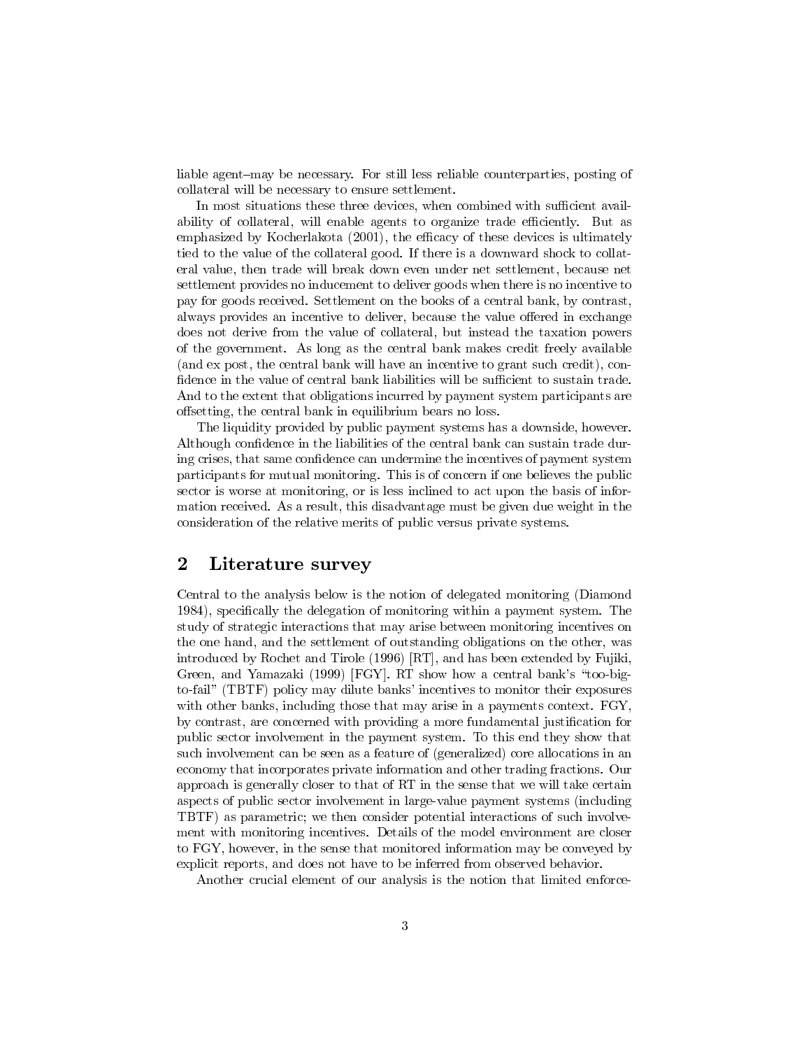liable agent–may be necessary. For still less reliable counterparties, posting of collateral will be necessary to ensure settlement.

In most situations these three devices, when combined with sufficient availability of collateral, will enable agents to organize trade efficiently. But as emphasized by Kocherlakota (2001), the efficacy of these devices is ultimately tied to the value of the collateral good. If there is a downward shock to collateral value, then trade will break down even under net settlement, because net settlement provides no inducement to deliver goods when there is no incentive to pay for goods received. Settlement on the books of a central bank, by contrast, always provides an incentive to deliver, because the value offered in exchange does not derive from the value of collateral, but instead the taxation powers of the government. As long as the central bank makes credit freely available (and ex post, the central bank will have an incentive to grant such credit), confidence in the value of central bank liabilities will be sufficient to sustain trade. And to the extent that obligations incurred by payment system participants are offsetting, the central bank in equilibrium bears no loss.

The liquidity provided by public payment systems has a downside, however. Although confidence in the liabilities of the central bank can sustain trade during crises, that same confidence can undermine the incentives of payment system participants for mutual monitoring. This is of concern if one believes the public sector is worse at monitoring, or is less inclined to act upon the basis of information received. As a result, this disadvantage must be given due weight in the consideration of the relative merits of public versus private systems.

## 2 Literature survey

Central to the analysis below is the notion of delegated monitoring (Diamond 1984), specifically the delegation of monitoring within a payment system. The study of strategic interactions that may arise between monitoring incentives on the one hand, and the settlement of outstanding obligations on the other, was introduced by Rochet and Tirole (1996) [RT], and has been extended by Fujiki, Green, and Yamazaki (1999) [FGY]. RT show how a central bank's "too-big-to-fail" (TBTF) policy may dilute banks' incentives to monitor their exposures with other banks, including those that may arise in a payments context. FGY, by contrast, are concerned with providing a more fundamental justification for public sector involvement in the payment system. To this end they show that such involvement can be seen as a feature of (generalized) core allocations in an economy that incorporates private information and other trading fractions. Our approach is generally closer to that of RT in the sense that we will take certain aspects of public sector involvement in large-value payment systems (including TBTF) as parametric; we then consider potential interactions of such involvement with monitoring incentives. Details of the model environment are closer to FGY, however, in the sense that monitored information may be conveyed by explicit reports, and does not have to be inferred from observed behavior.

Another crucial element of our analysis is the notion that limited enforce-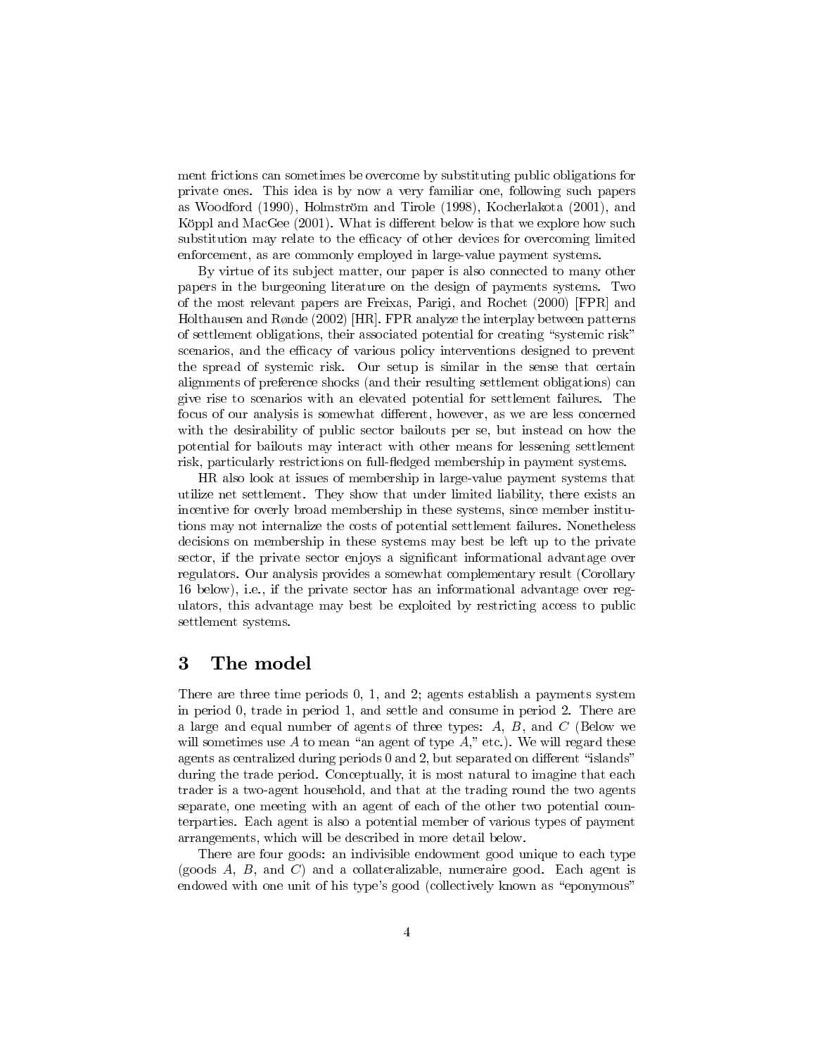ment frictions can sometimes be overcome by substituting public obligations for private ones. This idea is by now a very familiar one, following such papers as Woodford (1990), Holmström and Tirole (1998), Kocherlakota (2001), and Köppl and MacGee (2001). What is different below is that we explore how such substitution may relate to the efficacy of other devices for overcoming limited enforcement, as are commonly employed in large-value payment systems.

By virtue of its subject matter, our paper is also connected to many other papers in the burgeoning literature on the design of payments systems. Two of the most relevant papers are Freixas, Parigi, and Rochet (2000) [FPR] and Holthausen and Rønde (2002) [HR]. FPR analyze the interplay between patterns of settlement obligations, their associated potential for creating "systemic risk" scenarios, and the efficacy of various policy interventions designed to prevent the spread of systemic risk. Our setup is similar in the sense that certain alignments of preference shocks (and their resulting settlement obligations) can give rise to scenarios with an elevated potential for settlement failures. The focus of our analysis is somewhat different, however, as we are less concerned with the desirability of public sector bailouts per se, but instead on how the potential for bailouts may interact with other means for lessening settlement risk, particularly restrictions on full-fledged membership in payment systems.

HR also look at issues of membership in large-value payment systems that utilize net settlement. They show that under limited liability, there exists an incentive for overly broad membership in these systems, since member institutions may not internalize the costs of potential settlement failures. Nonetheless decisions on membership in these systems may best be left up to the private sector, if the private sector enjoys a significant informational advantage over regulators. Our analysis provides a somewhat complementary result (Corollary 16 below), i.e., if the private sector has an informational advantage over regulators, this advantage may best be exploited by restricting access to public settlement systems.

# 3 The model

There are three time periods 0, 1, and 2; agents establish a payments system in period 0, trade in period 1, and settle and consume in period 2. There are a large and equal number of agents of three types: $A$, $B$, and $C$ (Below we will sometimes use $A$ to mean "an agent of type $A$," etc.). We will regard these agents as centralized during periods 0 and 2, but separated on different "islands" during the trade period. Conceptually, it is most natural to imagine that each trader is a two-agent household, and that at the trading round the two agents separate, one meeting with an agent of each of the other two potential counterparties. Each agent is also a potential member of various types of payment arrangements, which will be described in more detail below.

There are four goods: an indivisible endowment good unique to each type (goods $A$, $B$, and $C$) and a collateralizable, numeraire good. Each agent is endowed with one unit of his type's good (collectively known as "eponymous"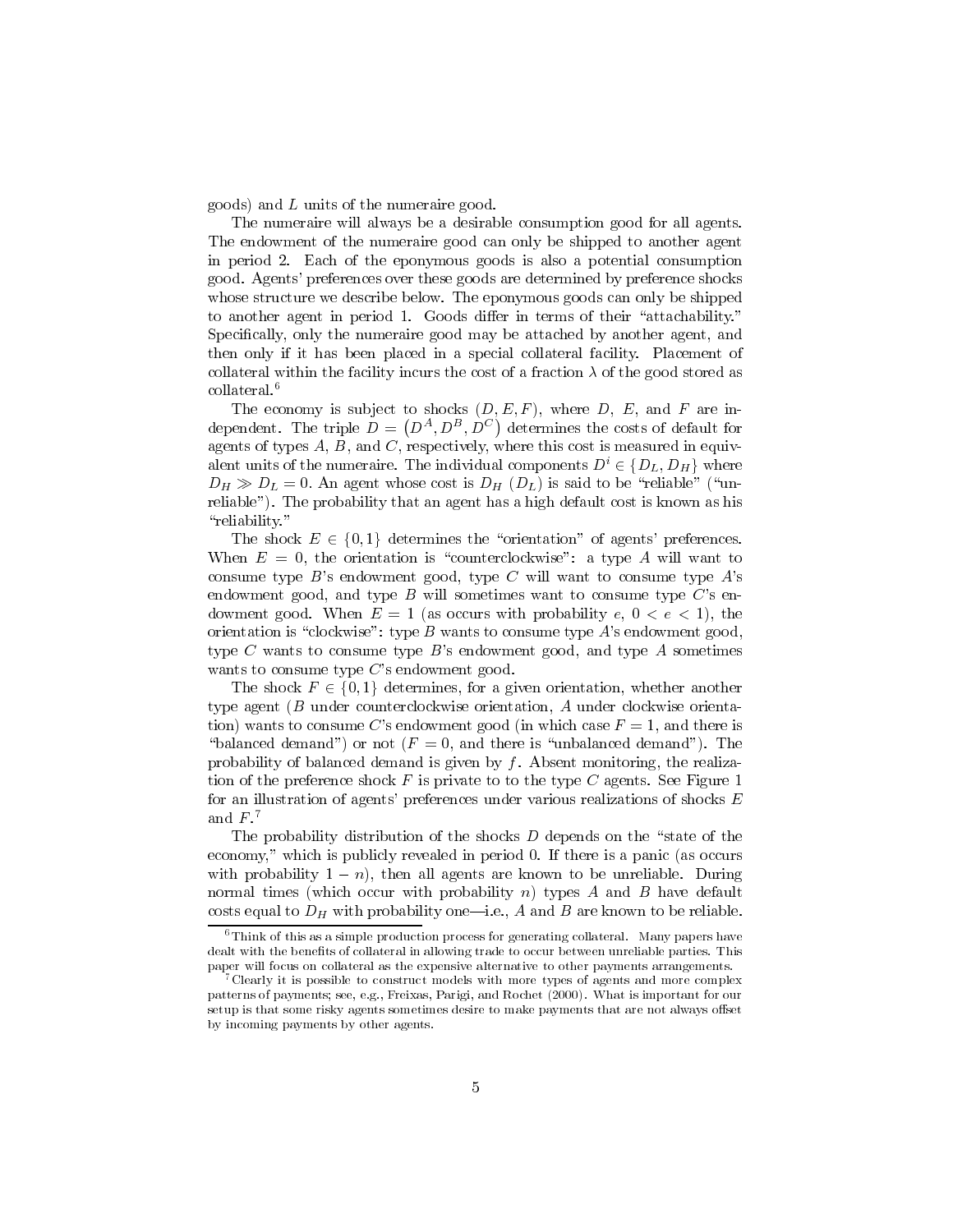goods) and $L$ units of the numeraire good.

The numeraire will always be a desirable consumption good for all agents. The endowment of the numeraire good can only be shipped to another agent in period 2. Each of the eponymous goods is also a potential consumption good. Agents' preferences over these goods are determined by preference shocks whose structure we describe below. The eponymous goods can only be shipped to another agent in period 1. Goods differ in terms of their "attachability." Specifically, only the numeraire good may be attached by another agent, and then only if it has been placed in a special collateral facility. Placement of collateral within the facility incurs the cost of a fraction $\lambda$ of the good stored as collateral.[6]

The economy is subject to shocks $(D, E, F)$, where $D$, $E$, and $F$ are independent. The triple $D = \left(D^A, D^B, D^C\right)$ determines the costs of default for agents of types $A$, $B$, and $C$, respectively, where this cost is measured in equivalent units of the numeraire. The individual components $D^i \in \{D_L, D_H\}$ where $D_H \gg D_L = 0$. An agent whose cost is $D_H$ ($D_L$) is said to be "reliable" ("unreliable"). The probability that an agent has a high default cost is known as his "reliability."

The shock $E \in \{0, 1\}$ determines the "orientation" of agents' preferences. When $E = 0$, the orientation is "counterclockwise": a type $A$ will want to consume type $B$'s endowment good, type $C$ will want to consume type $A$'s endowment good, and type $B$ will sometimes want to consume type $C$'s endowment good. When $E = 1$ (as occurs with probability $e$, $0 < e < 1$), the orientation is "clockwise": type $B$ wants to consume type $A$'s endowment good, type $C$ wants to consume type $B$'s endowment good, and type $A$ sometimes wants to consume type $C$'s endowment good.

The shock $F \in \{0, 1\}$ determines, for a given orientation, whether another type agent ($B$ under counterclockwise orientation, $A$ under clockwise orientation) wants to consume $C$'s endowment good (in which case $F = 1$, and there is "balanced demand") or not ($F = 0$, and there is "unbalanced demand"). The probability of balanced demand is given by $f$. Absent monitoring, the realization of the preference shock $F$ is private to to the type $C$ agents. See Figure 1 for an illustration of agents' preferences under various realizations of shocks $E$ and $F$.[7]

The probability distribution of the shocks $D$ depends on the "state of the economy," which is publicly revealed in period 0. If there is a panic (as occurs with probability $1 - n$), then all agents are known to be unreliable. During normal times (which occur with probability $n$) types $A$ and $B$ have default costs equal to $D_H$ with probability one—i.e., $A$ and $B$ are known to be reliable.

---

[6] Think of this as a simple production process for generating collateral. Many papers have dealt with the benefits of collateral in allowing trade to occur between unreliable parties. This paper will focus on collateral as the expensive alternative to other payments arrangements.

[7] Clearly it is possible to construct models with more types of agents and more complex patterns of payments; see, e.g., Freixas, Parigi, and Rochet (2000). What is important for our setup is that some risky agents sometimes desire to make payments that are not always offset by incoming payments by other agents.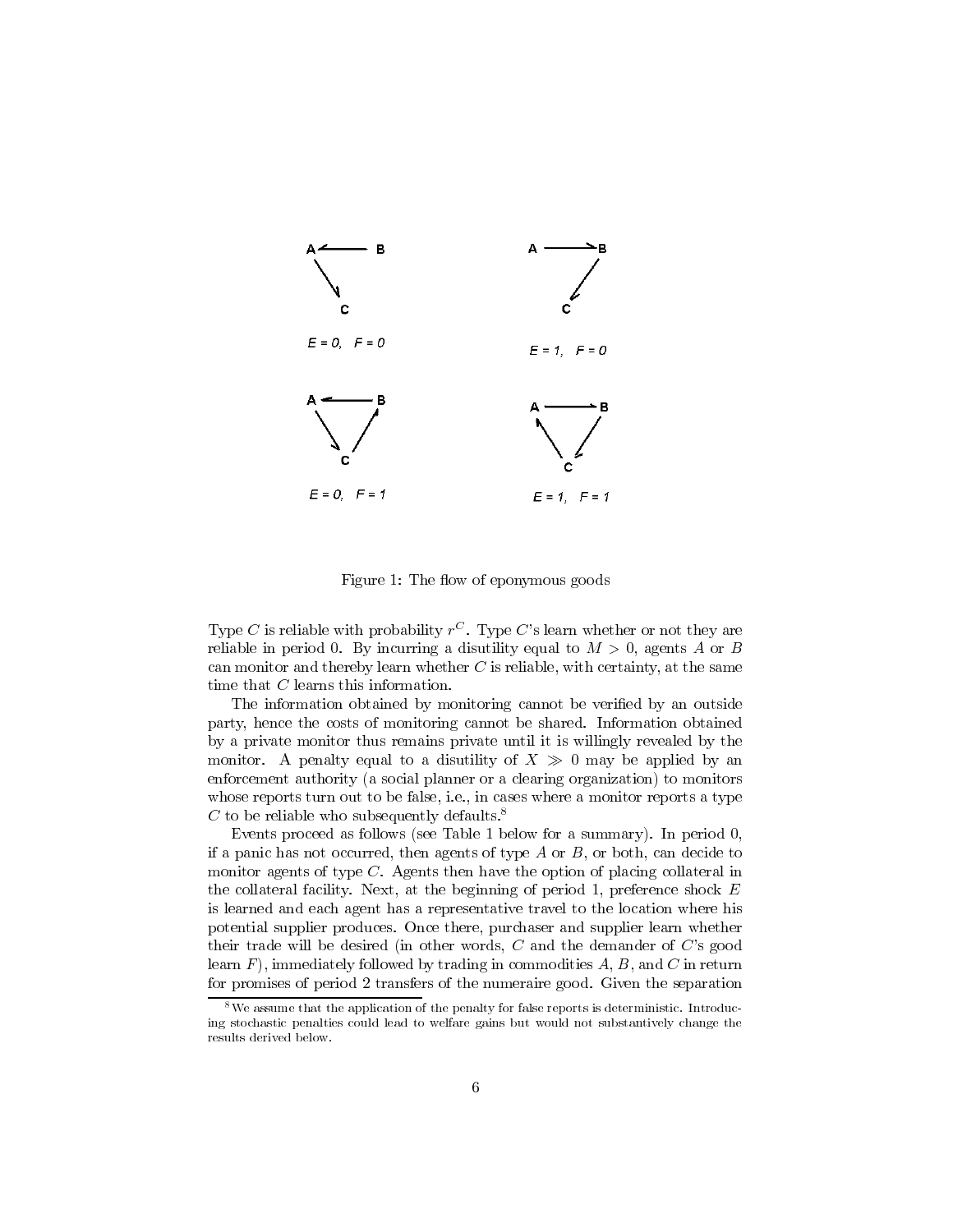Figure 1: The flow of eponymous goods

Type $C$ is reliable with probability $r^C$. Type $C$'s learn whether or not they are reliable in period 0. By incurring a disutility equal to $M > 0$, agents $A$ or $B$ can monitor and thereby learn whether $C$ is reliable, with certainty, at the same time that $C$ learns this information.

The information obtained by monitoring cannot be verified by an outside party, hence the costs of monitoring cannot be shared. Information obtained by a private monitor thus remains private until it is willingly revealed by the monitor. A penalty equal to a disutility of $X \gg 0$ may be applied by an enforcement authority (a social planner or a clearing organization) to monitors whose reports turn out to be false, i.e., in cases where a monitor reports a type $C$ to be reliable who subsequently defaults.[8]

Events proceed as follows (see Table 1 below for a summary). In period 0, if a panic has not occurred, then agents of type $A$ or $B$, or both, can decide to monitor agents of type $C$. Agents then have the option of placing collateral in the collateral facility. Next, at the beginning of period 1, preference shock $E$ is learned and each agent has a representative travel to the location where his potential supplier produces. Once there, purchaser and supplier learn whether their trade will be desired (in other words, $C$ and the demander of $C$'s good learn $F$), immediately followed by trading in commodities $A$, $B$, and $C$ in return for promises of period 2 transfers of the numeraire good. Given the separation

[8] We assume that the application of the penalty for false reports is deterministic. Introducing stochastic penalties could lead to welfare gains but would not substantively change the results derived below.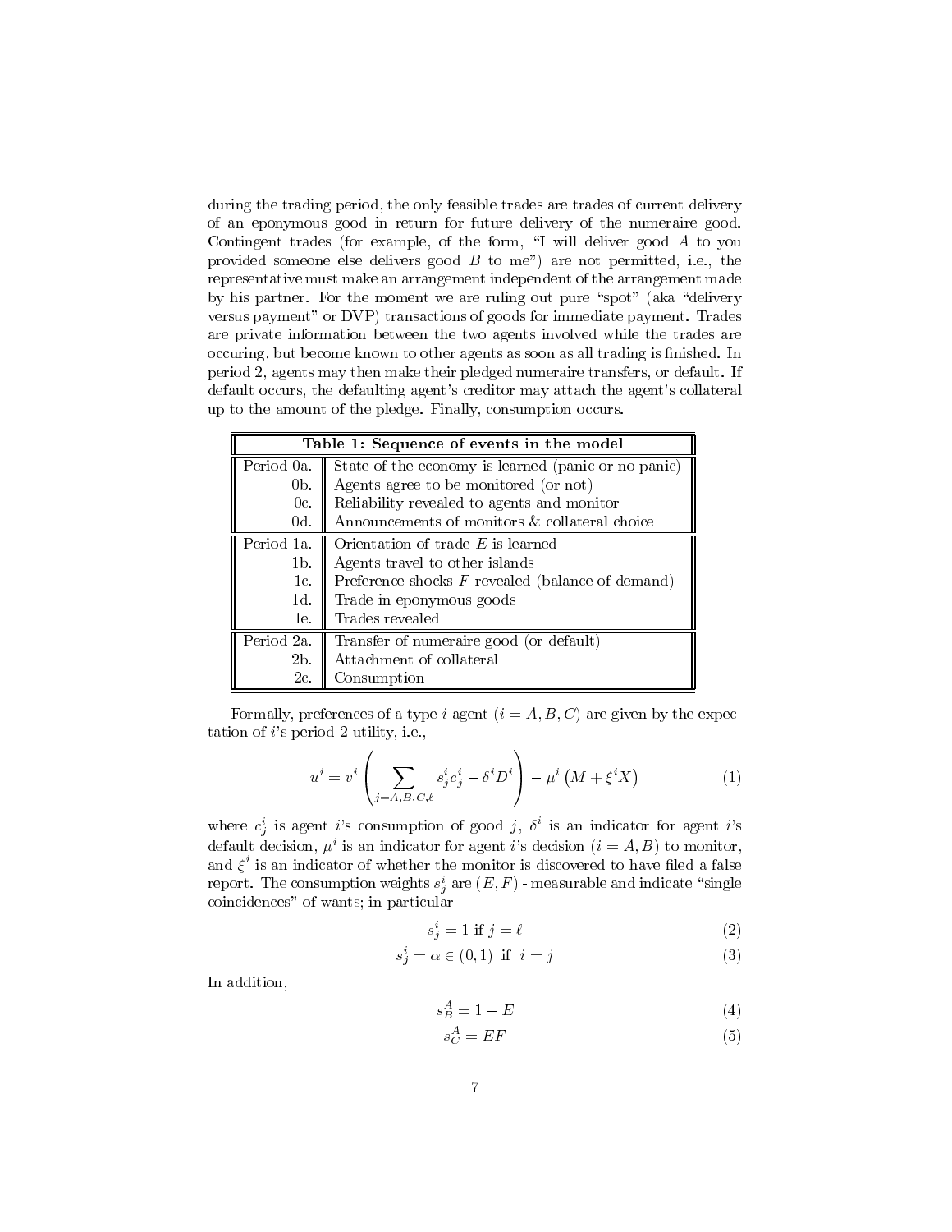during the trading period, the only feasible trades are trades of current delivery of an eponymous good in return for future delivery of the numeraire good. Contingent trades (for example, of the form, "I will deliver good $A$ to you provided someone else delivers good $B$ to me") are not permitted, i.e., the representative must make an arrangement independent of the arrangement made by his partner. For the moment we are ruling out pure "spot" (aka "delivery versus payment" or DVP) transactions of goods for immediate payment. Trades are private information between the two agents involved while the trades are occuring, but become known to other agents as soon as all trading is finished. In period 2, agents may then make their pledged numeraire transfers, or default. If default occurs, the defaulting agent's creditor may attach the agent's collateral up to the amount of the pledge. Finally, consumption occurs.

| **Table 1: Sequence of events in the model** | |
|---|---|
| Period 0a. | State of the economy is learned (panic or no panic) |
| 0b. | Agents agree to be monitored (or not) |
| 0c. | Reliability revealed to agents and monitor |
| 0d. | Announcements of monitors & collateral choice |
| Period 1a. | Orientation of trade $E$ is learned |
| 1b. | Agents travel to other islands |
| 1c. | Preference shocks $F$ revealed (balance of demand) |
| 1d. | Trade in eponymous goods |
| 1e. | Trades revealed |
| Period 2a. | Transfer of numeraire good (or default) |
| 2b. | Attachment of collateral |
| 2c. | Consumption |

Formally, preferences of a type-$i$ agent ($i = A, B, C$) are given by the expectation of $i$'s period 2 utility, i.e.,

$$u^i = v^i \left( \sum_{j=A,B,C,\ell} s^i_j c^i_j - \delta^i D^i \right) - \mu^i \left( M + \xi^i X \right) \tag{1}$$

where $c^i_j$ is agent $i$'s consumption of good $j$, $\delta^i$ is an indicator for agent $i$'s default decision, $\mu^i$ is an indicator for agent $i$'s decision ($i = A, B$) to monitor, and $\xi^i$ is an indicator of whether the monitor is discovered to have filed a false report. The consumption weights $s^i_j$ are $(E, F)$ - measurable and indicate "single coincidences" of wants; in particular

$$s^i_j = 1 \text{ if } j = \ell \tag{2}$$

$$s^i_j = \alpha \in (0, 1) \text{ if } i = j \tag{3}$$

In addition,

$$s^A_B = 1 - E \tag{4}$$

$$s^A_C = EF \tag{5}$$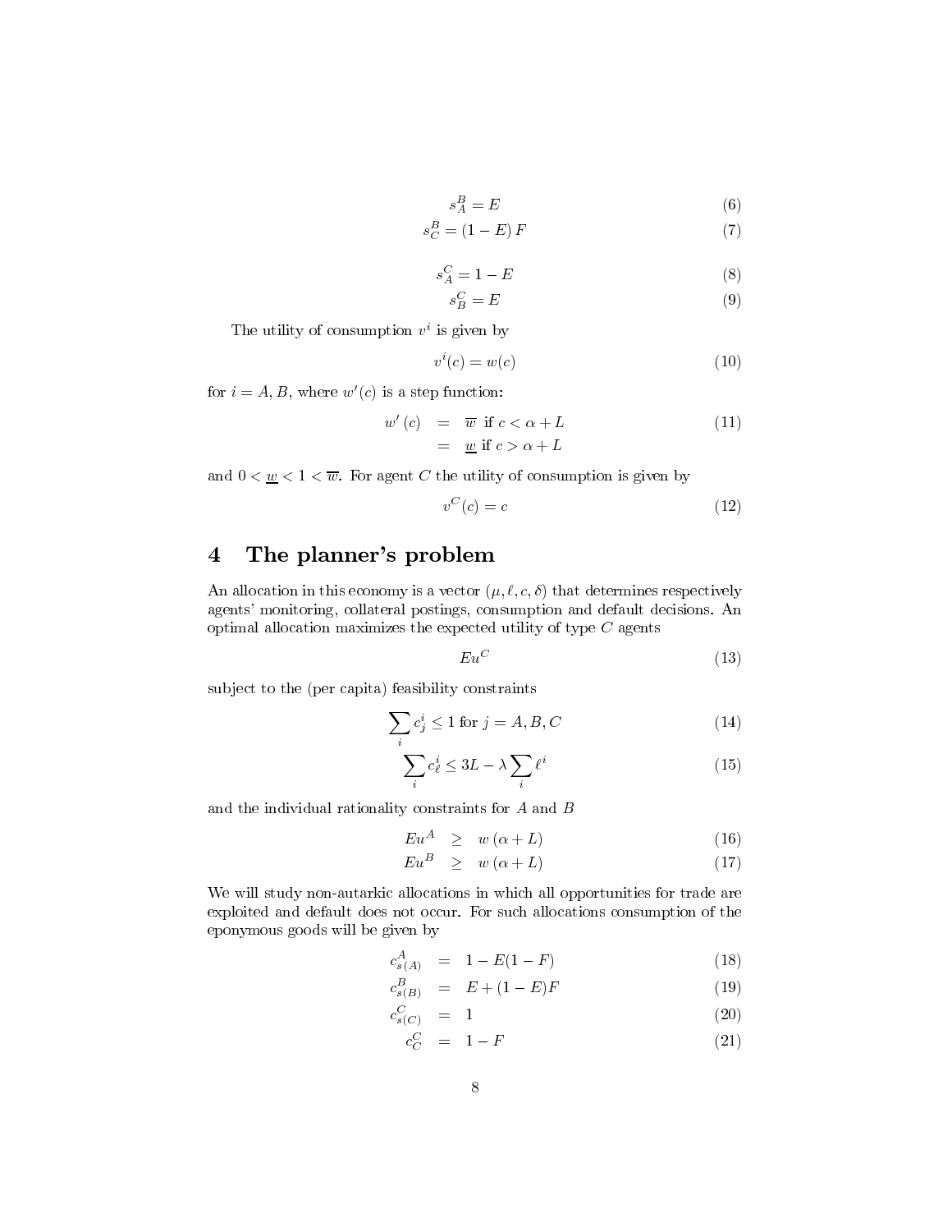$$s_A^B = E \tag{6}$$

$$s_C^B = (1 - E)\,F \tag{7}$$

$$s_A^C = 1 - E \tag{8}$$

$$s_B^C = E \tag{9}$$

The utility of consumption $v^i$ is given by

$$v^i(c) = w(c) \tag{10}$$

for $i = A, B$, where $w'(c)$ is a step function:

$$\begin{aligned} w'(c) &= \overline{w} \text{ if } c < \alpha + L \\ &= \underline{w} \text{ if } c > \alpha + L \end{aligned} \tag{11}$$

and $0 < \underline{w} < 1 < \overline{w}$. For agent $C$ the utility of consumption is given by

$$v^C(c) = c \tag{12}$$

# 4 The planner's problem

An allocation in this economy is a vector $(\mu, \ell, c, \delta)$ that determines respectively agents' monitoring, collateral postings, consumption and default decisions. An optimal allocation maximizes the expected utility of type $C$ agents

$$Eu^C \tag{13}$$

subject to the (per capita) feasibility constraints

$$\sum_i c_j^i \leq 1 \text{ for } j = A, B, C \tag{14}$$

$$\sum_i c_\ell^i \leq 3L - \lambda \sum_i \ell^i \tag{15}$$

and the individual rationality constraints for $A$ and $B$

$$Eu^A \geq w\,(\alpha + L) \tag{16}$$

$$Eu^B \geq w\,(\alpha + L) \tag{17}$$

We will study non-autarkic allocations in which all opportunities for trade are exploited and default does not occur. For such allocations consumption of the eponymous goods will be given by

$$c_{s(A)}^A = 1 - E(1 - F) \tag{18}$$

$$c_{s(B)}^B = E + (1 - E)F \tag{19}$$

$$c_{s(C)}^C = 1 \tag{20}$$

$$c_C^C = 1 - F \tag{21}$$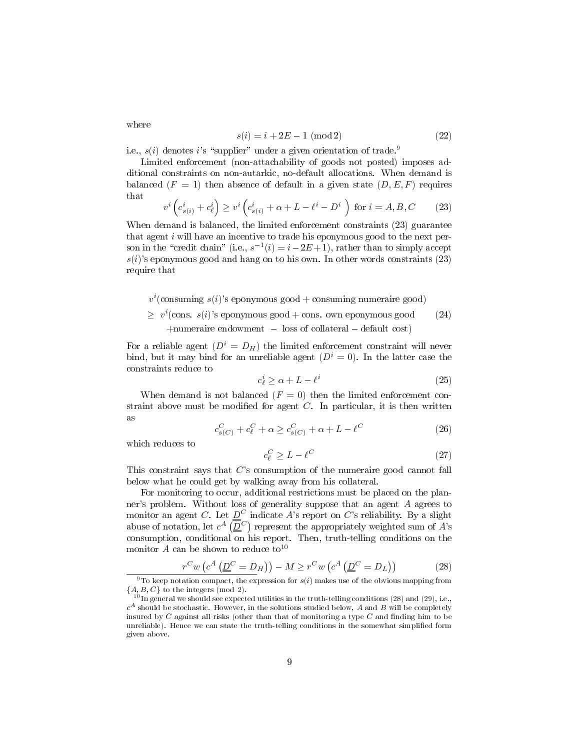where

$$s(i) = i + 2E - 1 \ (\mathrm{mod}\, 2) \tag{22}$$

i.e., $s(i)$ denotes $i$'s "supplier" under a given orientation of trade.[9]

Limited enforcement (non-attachability of goods not posted) imposes additional constraints on non-autarkic, no-default allocations. When demand is balanced ($F = 1$) then absence of default in a given state $(D, E, F)$ requires that

$$v^i\left(c^i_{s(i)} + c^i_\ell\right) \geq v^i\left(c^i_{s(i)} + \alpha + L - \ell^i - D^i\ \right) \text{ for } i = A, B, C \tag{23}$$

When demand is balanced, the limited enforcement constraints (23) guarantee that agent $i$ will have an incentive to trade his eponymous good to the next person in the "credit chain" (i.e., $s^{-1}(i) = i - 2E + 1$), rather than to simply accept $s(i)$'s eponymous good and hang on to his own. In other words constraints (23) require that

$$\begin{aligned} & v^i(\text{consuming } s(i)\text{'s eponymous good} + \text{consuming numeraire good}) \\ \geq\ & v^i(\text{cons. } s(i)\text{'s eponymous good} + \text{cons. own eponymous good} \\ & \quad + \text{numeraire endowment } - \text{ loss of collateral} - \text{default cost}) \end{aligned} \tag{24}$$

For a reliable agent ($D^i = D_H$) the limited enforcement constraint will never bind, but it may bind for an unreliable agent ($D^i = 0$). In the latter case the constraints reduce to

$$c^i_\ell \geq \alpha + L - \ell^i \tag{25}$$

When demand is not balanced ($F = 0$) then the limited enforcement constraint above must be modified for agent $C$. In particular, it is then written as

$$c^C_{s(C)} + c^C_\ell + \alpha \geq c^C_{s(C)} + \alpha + L - \ell^C \tag{26}$$

which reduces to

$$c^C_\ell \geq L - \ell^C \tag{27}$$

This constraint says that $C$'s consumption of the numeraire good cannot fall below what he could get by walking away from his collateral.

For monitoring to occur, additional restrictions must be placed on the planner's problem. Without loss of generality suppose that an agent $A$ agrees to monitor an agent $C$. Let $\underline{D}^C$ indicate $A$'s report on $C$'s reliability. By a slight abuse of notation, let $c^A\left(\underline{D}^C\right)$ represent the appropriately weighted sum of $A$'s consumption, conditional on his report. Then, truth-telling conditions on the monitor $A$ can be shown to reduce to[10]

$$r^C w\left(c^A\left(\underline{D}^C = D_H\right)\right) - M \geq r^C w\left(c^A\left(\underline{D}^C = D_L\right)\right) \tag{28}$$

[9] To keep notation compact, the expression for $s(i)$ makes use of the obvious mapping from $\{A, B, C\}$ to the integers (mod 2).

[10] In general we should see expected utilities in the truth-telling conditions (28) and (29), i.e., $c^A$ should be stochastic. However, in the solutions studied below, $A$ and $B$ will be completely insured by $C$ against all risks (other than that of monitoring a type $C$ and finding him to be unreliable). Hence we can state the truth-telling conditions in the somewhat simplified form given above.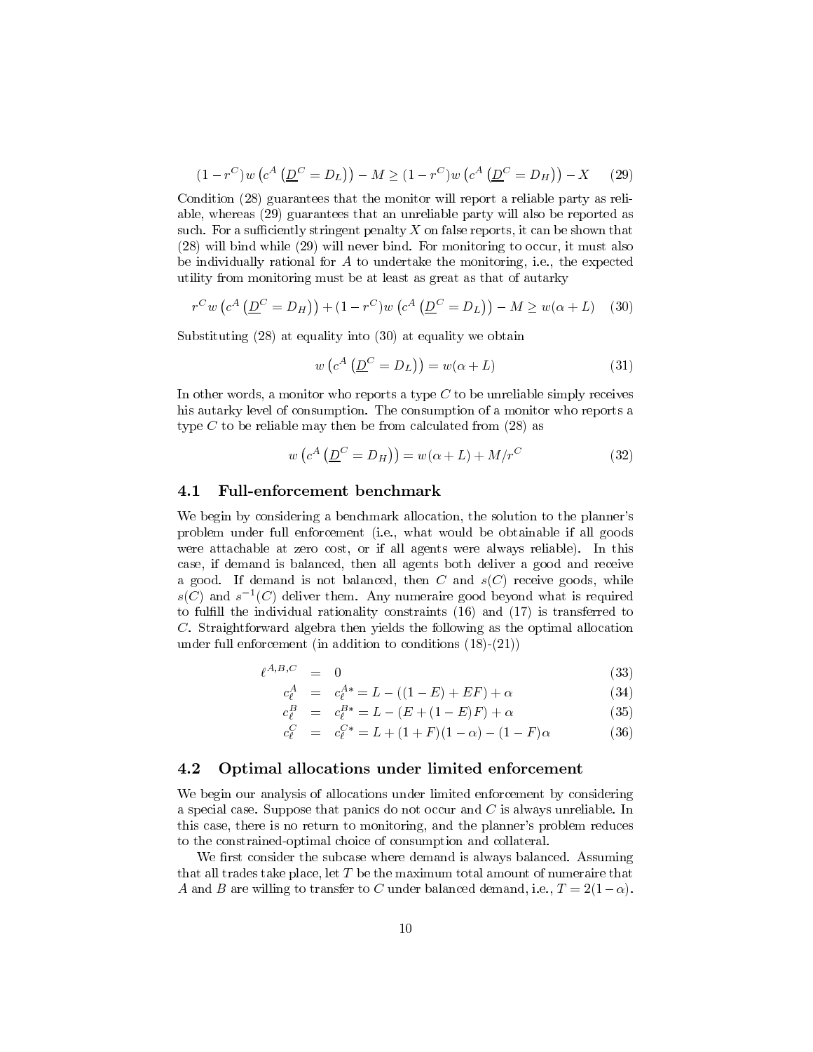$$(1 - r^C) w\left(c^A\left(\underline{D}^C = D_L\right)\right) - M \geq (1 - r^C) w\left(c^A\left(\underline{D}^C = D_H\right)\right) - X \tag{29}$$

Condition (28) guarantees that the monitor will report a reliable party as reliable, whereas (29) guarantees that an unreliable party will also be reported as such. For a sufficiently stringent penalty $X$ on false reports, it can be shown that (28) will bind while (29) will never bind. For monitoring to occur, it must also be individually rational for $A$ to undertake the monitoring, i.e., the expected utility from monitoring must be at least as great as that of autarky

$$r^C w\left(c^A\left(\underline{D}^C = D_H\right)\right) + (1 - r^C) w\left(c^A\left(\underline{D}^C = D_L\right)\right) - M \geq w(\alpha + L) \tag{30}$$

Substituting (28) at equality into (30) at equality we obtain

$$w\left(c^A\left(\underline{D}^C = D_L\right)\right) = w(\alpha + L) \tag{31}$$

In other words, a monitor who reports a type $C$ to be unreliable simply receives his autarky level of consumption. The consumption of a monitor who reports a type $C$ to be reliable may then be from calculated from (28) as

$$w\left(c^A\left(\underline{D}^C = D_H\right)\right) = w(\alpha + L) + M/r^C \tag{32}$$

### 4.1 Full-enforcement benchmark

We begin by considering a benchmark allocation, the solution to the planner's problem under full enforcement (i.e., what would be obtainable if all goods were attachable at zero cost, or if all agents were always reliable). In this case, if demand is balanced, then all agents both deliver a good and receive a good. If demand is not balanced, then $C$ and $s(C)$ receive goods, while $s(C)$ and $s^{-1}(C)$ deliver them. Any numeraire good beyond what is required to fulfill the individual rationality constraints (16) and (17) is transferred to $C$. Straightforward algebra then yields the following as the optimal allocation under full enforcement (in addition to conditions (18)-(21))

$$\ell^{A,B,C} = 0 \tag{33}$$

$$c_\ell^A = c_\ell^{A*} = L - ((1 - E) + EF) + \alpha \tag{34}$$

$$c_\ell^B = c_\ell^{B*} = L - (E + (1 - E)F) + \alpha \tag{35}$$

$$c_\ell^C = c_\ell^{C*} = L + (1 + F)(1 - \alpha) - (1 - F)\alpha \tag{36}$$

### 4.2 Optimal allocations under limited enforcement

We begin our analysis of allocations under limited enforcement by considering a special case. Suppose that panics do not occur and $C$ is always unreliable. In this case, there is no return to monitoring, and the planner's problem reduces to the constrained-optimal choice of consumption and collateral.

We first consider the subcase where demand is always balanced. Assuming that all trades take place, let $T$ be the maximum total amount of numeraire that $A$ and $B$ are willing to transfer to $C$ under balanced demand, i.e., $T = 2(1 - \alpha)$.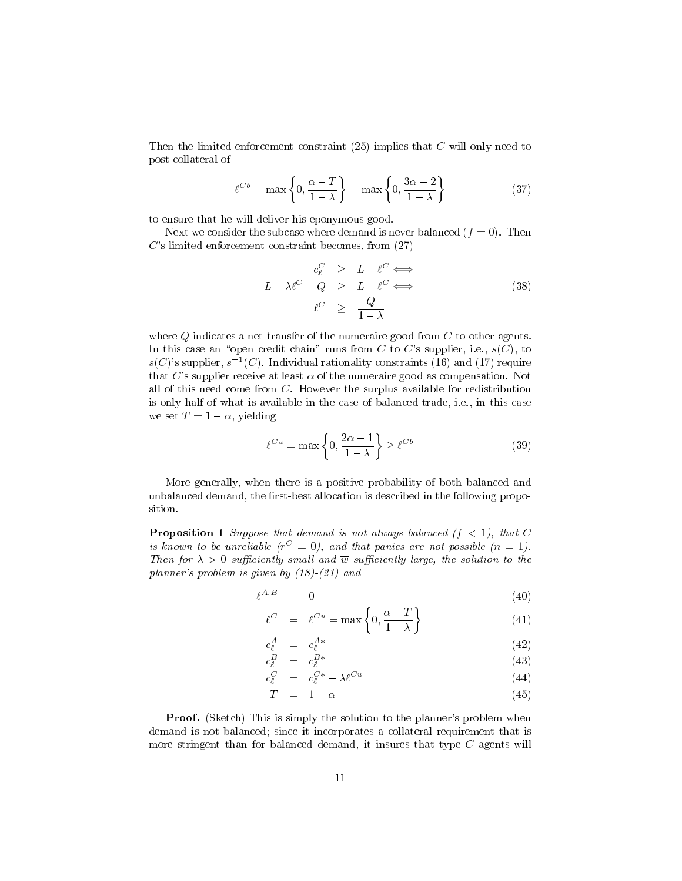Then the limited enforcement constraint (25) implies that $C$ will only need to post collateral of

$$\ell^{Cb} = \max\left\{0, \frac{\alpha - T}{1-\lambda}\right\} = \max\left\{0, \frac{3\alpha - 2}{1-\lambda}\right\} \tag{37}$$

to ensure that he will deliver his eponymous good.

Next we consider the subcase where demand is never balanced ($f = 0$). Then $C$'s limited enforcement constraint becomes, from (27)

$$\begin{aligned} c_\ell^C &\geq L - \ell^C \iff \\ L - \lambda \ell^C - Q &\geq L - \ell^C \iff \\ \ell^C &\geq \frac{Q}{1-\lambda} \end{aligned} \tag{38}$$

where $Q$ indicates a net transfer of the numeraire good from $C$ to other agents. In this case an "open credit chain" runs from $C$ to $C$'s supplier, i.e., $s(C)$, to $s(C)$'s supplier, $s^{-1}(C)$. Individual rationality constraints (16) and (17) require that $C$'s supplier receive at least $\alpha$ of the numeraire good as compensation. Not all of this need come from $C$. However the surplus available for redistribution is only half of what is available in the case of balanced trade, i.e., in this case we set $T = 1 - \alpha$, yielding

$$\ell^{Cu} = \max\left\{0, \frac{2\alpha - 1}{1-\lambda}\right\} \geq \ell^{Cb} \tag{39}$$

More generally, when there is a positive probability of both balanced and unbalanced demand, the first-best allocation is described in the following proposition.

**Proposition 1** *Suppose that demand is not always balanced ($f < 1$), that $C$ is known to be unreliable ($r^C = 0$), and that panics are not possible ($n = 1$). Then for $\lambda > 0$ sufficiently small and $\overline{w}$ sufficiently large, the solution to the planner's problem is given by (18)-(21) and*

$$\ell^{A,B} = 0 \tag{40}$$

$$\ell^C = \ell^{Cu} = \max\left\{0, \frac{\alpha - T}{1-\lambda}\right\} \tag{41}$$

$$c_\ell^A = c_\ell^{A*} \tag{42}$$

$$c_\ell^B = c_\ell^{B*} \tag{43}$$

$$c_\ell^C = c_\ell^{C*} - \lambda \ell^{Cu} \tag{44}$$

$$T = 1 - \alpha \tag{45}$$

**Proof.** (Sketch) This is simply the solution to the planner's problem when demand is not balanced; since it incorporates a collateral requirement that is more stringent than for balanced demand, it insures that type $C$ agents will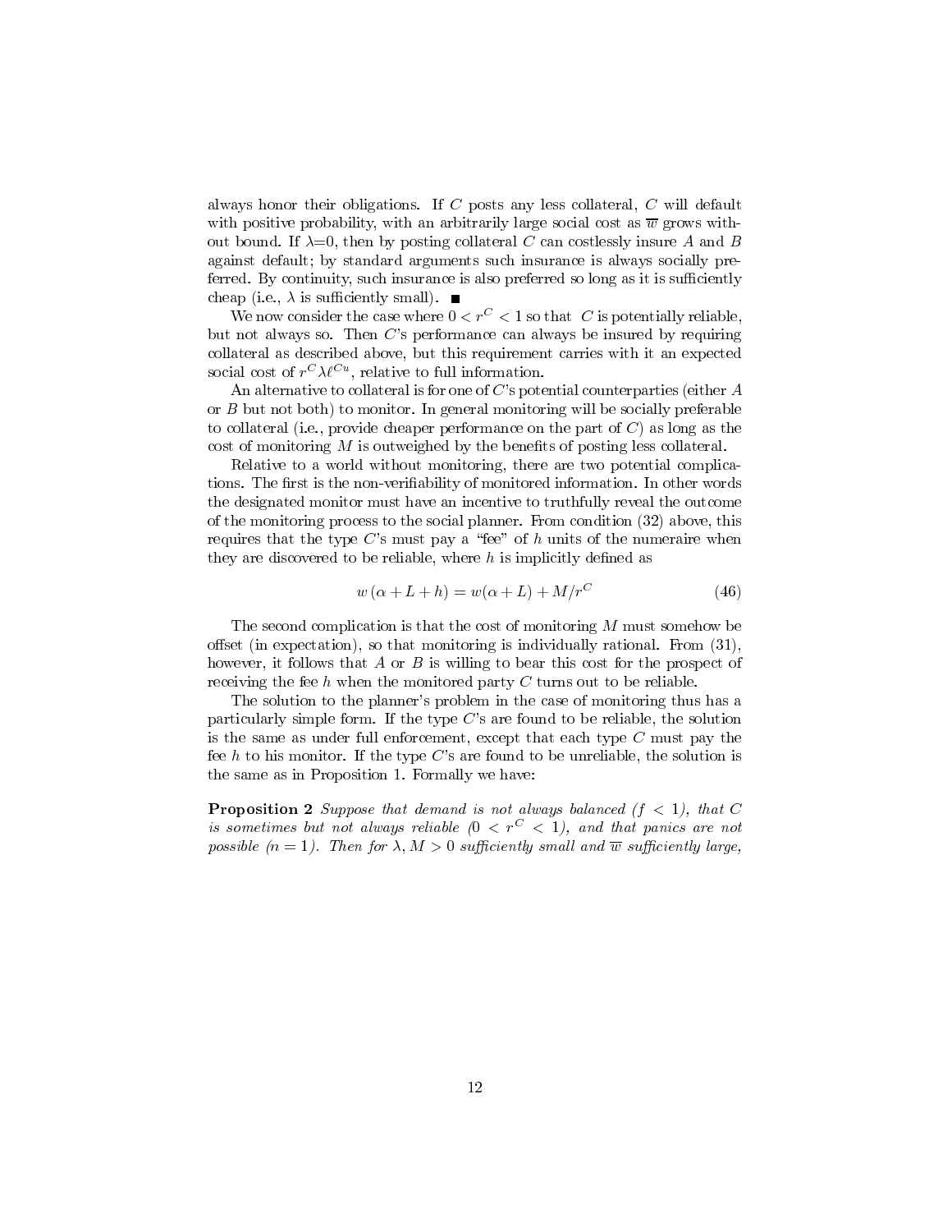always honor their obligations. If $C$ posts any less collateral, $C$ will default with positive probability, with an arbitrarily large social cost as $\overline{w}$ grows without bound. If $\lambda$=0, then by posting collateral $C$ can costlessly insure $A$ and $B$ against default; by standard arguments such insurance is always socially preferred. By continuity, such insurance is also preferred so long as it is sufficiently cheap (i.e., $\lambda$ is sufficiently small). ■

We now consider the case where $0 < r^C < 1$ so that $C$ is potentially reliable, but not always so. Then $C$'s performance can always be insured by requiring collateral as described above, but this requirement carries with it an expected social cost of $r^C \lambda \ell^{Cu}$, relative to full information.

An alternative to collateral is for one of $C$'s potential counterparties (either $A$ or $B$ but not both) to monitor. In general monitoring will be socially preferable to collateral (i.e., provide cheaper performance on the part of $C$) as long as the cost of monitoring $M$ is outweighed by the benefits of posting less collateral.

Relative to a world without monitoring, there are two potential complications. The first is the non-verifiability of monitored information. In other words the designated monitor must have an incentive to truthfully reveal the outcome of the monitoring process to the social planner. From condition (32) above, this requires that the type $C$'s must pay a "fee" of $h$ units of the numeraire when they are discovered to be reliable, where $h$ is implicitly defined as

$$w(\alpha + L + h) = w(\alpha + L) + M/r^C \tag{46}$$

The second complication is that the cost of monitoring $M$ must somehow be offset (in expectation), so that monitoring is individually rational. From (31), however, it follows that $A$ or $B$ is willing to bear this cost for the prospect of receiving the fee $h$ when the monitored party $C$ turns out to be reliable.

The solution to the planner's problem in the case of monitoring thus has a particularly simple form. If the type $C$'s are found to be reliable, the solution is the same as under full enforcement, except that each type $C$ must pay the fee $h$ to his monitor. If the type $C$'s are found to be unreliable, the solution is the same as in Proposition 1. Formally we have:

**Proposition 2** *Suppose that demand is not always balanced ($f < 1$), that $C$ is sometimes but not always reliable ($0 < r^C < 1$), and that panics are not possible ($n = 1$). Then for $\lambda, M > 0$ sufficiently small and $\overline{w}$ sufficiently large,*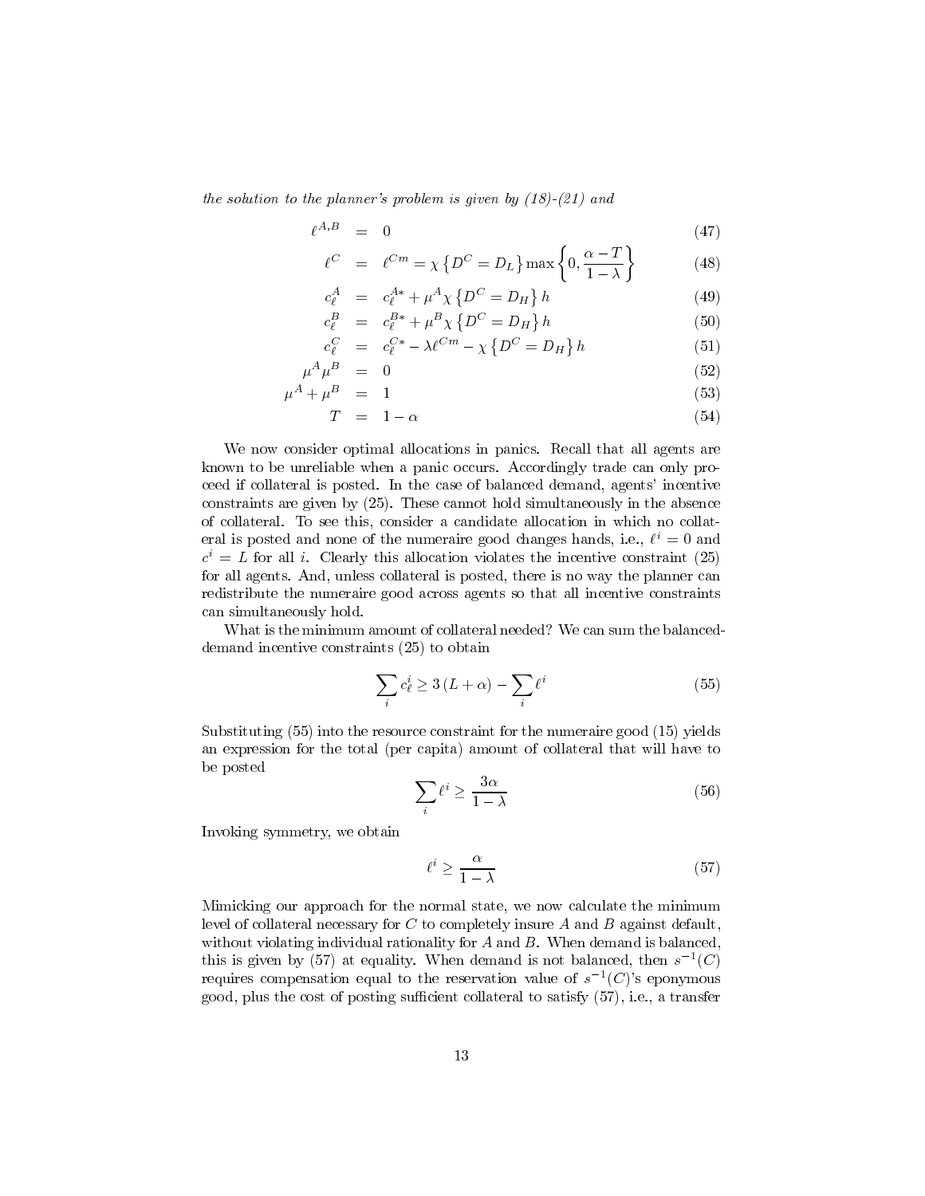*the solution to the planner's problem is given by (18)-(21) and*

$$\ell^{A,B} = 0 \tag{47}$$

$$\ell^{C} = \ell^{Cm} = \chi\left\{D^C = D_L\right\}\max\left\{0, \frac{\alpha - T}{1-\lambda}\right\} \tag{48}$$

$$c_\ell^A = c_\ell^{A*} + \mu^A \chi\left\{D^C = D_H\right\} h \tag{49}$$

$$c_\ell^B = c_\ell^{B*} + \mu^B \chi\left\{D^C = D_H\right\} h \tag{50}$$

$$c_\ell^C = c_\ell^{C*} - \lambda \ell^{Cm} - \chi\left\{D^C = D_H\right\} h \tag{51}$$

$$\mu^A \mu^B = 0 \tag{52}$$

$$\mu^A + \mu^B = 1 \tag{53}$$

$$T = 1 - \alpha \tag{54}$$

We now consider optimal allocations in panics. Recall that all agents are known to be unreliable when a panic occurs. Accordingly trade can only proceed if collateral is posted. In the case of balanced demand, agents' incentive constraints are given by (25). These cannot hold simultaneously in the absence of collateral. To see this, consider a candidate allocation in which no collateral is posted and none of the numeraire good changes hands, i.e., $\ell^i = 0$ and $c^i = L$ for all $i$. Clearly this allocation violates the incentive constraint (25) for all agents. And, unless collateral is posted, there is no way the planner can redistribute the numeraire good across agents so that all incentive constraints can simultaneously hold.

What is the minimum amount of collateral needed? We can sum the balanced-demand incentive constraints (25) to obtain

$$\sum_i c_\ell^i \geq 3\left(L + \alpha\right) - \sum_i \ell^i \tag{55}$$

Substituting (55) into the resource constraint for the numeraire good (15) yields an expression for the total (per capita) amount of collateral that will have to be posted

$$\sum_i \ell^i \geq \frac{3\alpha}{1-\lambda} \tag{56}$$

Invoking symmetry, we obtain

$$\ell^i \geq \frac{\alpha}{1-\lambda} \tag{57}$$

Mimicking our approach for the normal state, we now calculate the minimum level of collateral necessary for $C$ to completely insure $A$ and $B$ against default, without violating individual rationality for $A$ and $B$. When demand is balanced, this is given by (57) at equality. When demand is not balanced, then $s^{-1}(C)$ requires compensation equal to the reservation value of $s^{-1}(C)$'s eponymous good, plus the cost of posting sufficient collateral to satisfy (57), i.e., a transfer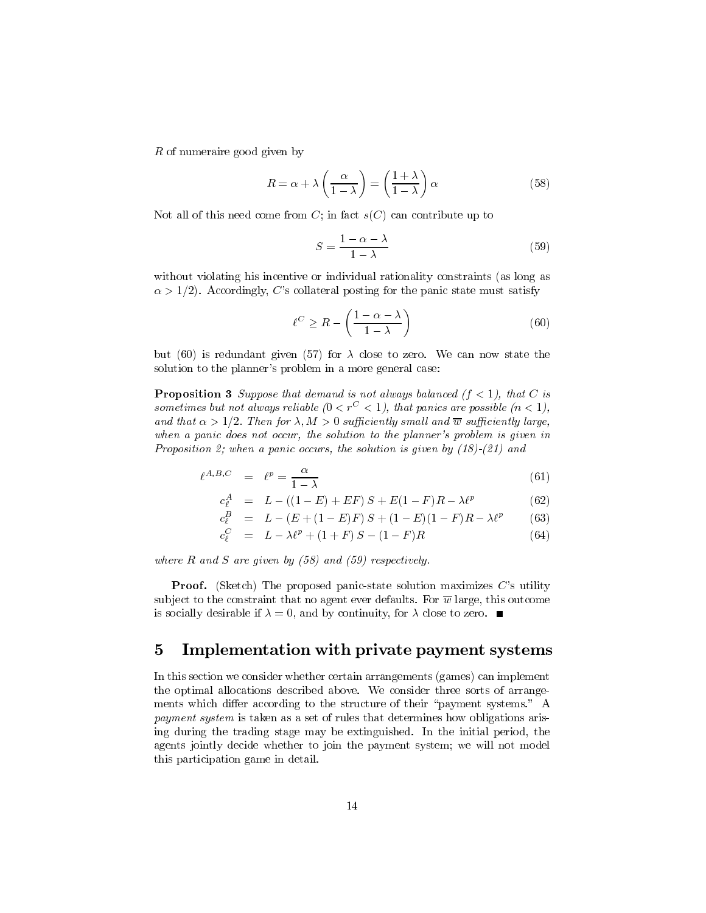$R$ of numeraire good given by

$$R = \alpha + \lambda \left( \frac{\alpha}{1 - \lambda} \right) = \left( \frac{1 + \lambda}{1 - \lambda} \right) \alpha \tag{58}$$

Not all of this need come from $C$; in fact $s(C)$ can contribute up to

$$S = \frac{1 - \alpha - \lambda}{1 - \lambda} \tag{59}$$

without violating his incentive or individual rationality constraints (as long as $\alpha > 1/2$). Accordingly, $C$'s collateral posting for the panic state must satisfy

$$\ell^C \geq R - \left( \frac{1 - \alpha - \lambda}{1 - \lambda} \right) \tag{60}$$

but (60) is redundant given (57) for $\lambda$ close to zero. We can now state the solution to the planner's problem in a more general case:

**Proposition 3** *Suppose that demand is not always balanced ($f < 1$), that $C$ is sometimes but not always reliable ($0 < r^C < 1$), that panics are possible ($n < 1$), and that $\alpha > 1/2$. Then for $\lambda, M > 0$ sufficiently small and $\overline{w}$ sufficiently large, when a panic does not occur, the solution to the planner's problem is given in Proposition 2; when a panic occurs, the solution is given by (18)-(21) and*

$$\begin{aligned}
\ell^{A,B,C} &= \ell^p = \frac{\alpha}{1 - \lambda} && (61) \\
c_\ell^A &= L - ((1 - E) + EF)\, S + E(1 - F) R - \lambda \ell^p && (62) \\
c_\ell^B &= L - (E + (1 - E) F)\, S + (1 - E)(1 - F) R - \lambda \ell^p && (63) \\
c_\ell^C &= L - \lambda \ell^p + (1 + F)\, S - (1 - F) R && (64)
\end{aligned}$$

*where $R$ and $S$ are given by (58) and (59) respectively.*

**Proof.** (Sketch) The proposed panic-state solution maximizes $C$'s utility subject to the constraint that no agent ever defaults. For $\overline{w}$ large, this outcome is socially desirable if $\lambda = 0$, and by continuity, for $\lambda$ close to zero. ■

## 5 Implementation with private payment systems

In this section we consider whether certain arrangements (games) can implement the optimal allocations described above. We consider three sorts of arrangements which differ according to the structure of their "payment systems." A *payment system* is taken as a set of rules that determines how obligations arising during the trading stage may be extinguished. In the initial period, the agents jointly decide whether to join the payment system; we will not model this participation game in detail.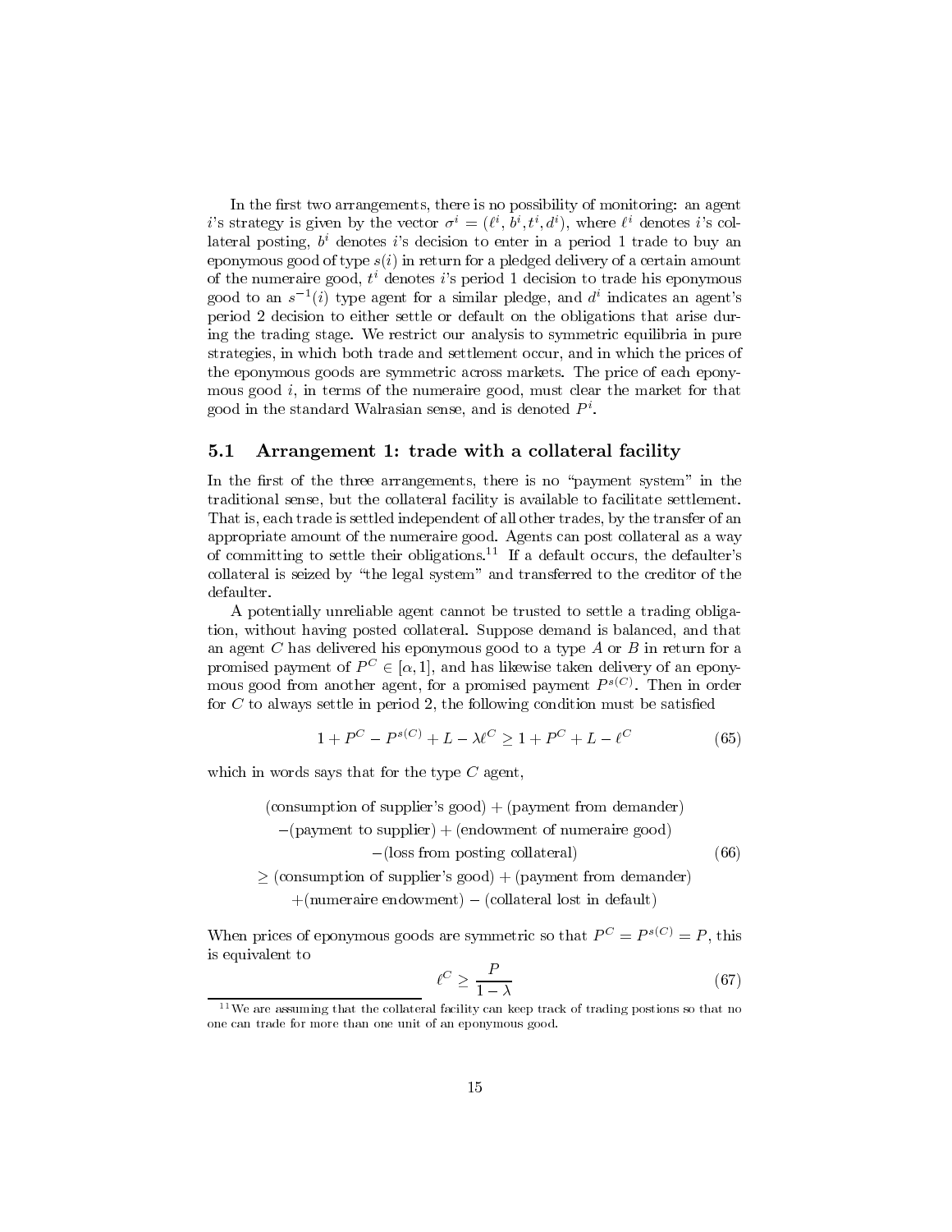In the first two arrangements, there is no possibility of monitoring: an agent $i$'s strategy is given by the vector $\sigma^i = (\ell^i, b^i, t^i, d^i)$, where $\ell^i$ denotes $i$'s collateral posting, $b^i$ denotes $i$'s decision to enter in a period 1 trade to buy an eponymous good of type $s(i)$ in return for a pledged delivery of a certain amount of the numeraire good, $t^i$ denotes $i$'s period 1 decision to trade his eponymous good to an $s^{-1}(i)$ type agent for a similar pledge, and $d^i$ indicates an agent's period 2 decision to either settle or default on the obligations that arise during the trading stage. We restrict our analysis to symmetric equilibria in pure strategies, in which both trade and settlement occur, and in which the prices of the eponymous goods are symmetric across markets. The price of each eponymous good $i$, in terms of the numeraire good, must clear the market for that good in the standard Walrasian sense, and is denoted $P^i$.

### 5.1 Arrangement 1: trade with a collateral facility

In the first of the three arrangements, there is no "payment system" in the traditional sense, but the collateral facility is available to facilitate settlement. That is, each trade is settled independent of all other trades, by the transfer of an appropriate amount of the numeraire good. Agents can post collateral as a way of committing to settle their obligations.[11] If a default occurs, the defaulter's collateral is seized by "the legal system" and transferred to the creditor of the defaulter.

A potentially unreliable agent cannot be trusted to settle a trading obligation, without having posted collateral. Suppose demand is balanced, and that an agent $C$ has delivered his eponymous good to a type $A$ or $B$ in return for a promised payment of $P^C \in [\alpha, 1]$, and has likewise taken delivery of an eponymous good from another agent, for a promised payment $P^{s(C)}$. Then in order for $C$ to always settle in period 2, the following condition must be satisfied

$$1 + P^C - P^{s(C)} + L - \lambda \ell^C \geq 1 + P^C + L - \ell^C \tag{65}$$

which in words says that for the type $C$ agent,

$$\begin{aligned}
&\text{(consumption of supplier's good)} + \text{(payment from demander)} \\
&-\text{(payment to supplier)} + \text{(endowment of numeraire good)} \\
&-\text{(loss from posting collateral)} \\
&\geq \text{(consumption of supplier's good)} + \text{(payment from demander)} \\
&+\text{(numeraire endowment)} - \text{(collateral lost in default)}
\end{aligned} \tag{66}$$

When prices of eponymous goods are symmetric so that $P^C = P^{s(C)} = P$, this is equivalent to

$$\ell^C \geq \frac{P}{1 - \lambda} \tag{67}$$

[11] We are assuming that the collateral facility can keep track of trading postions so that no one can trade for more than one unit of an eponymous good.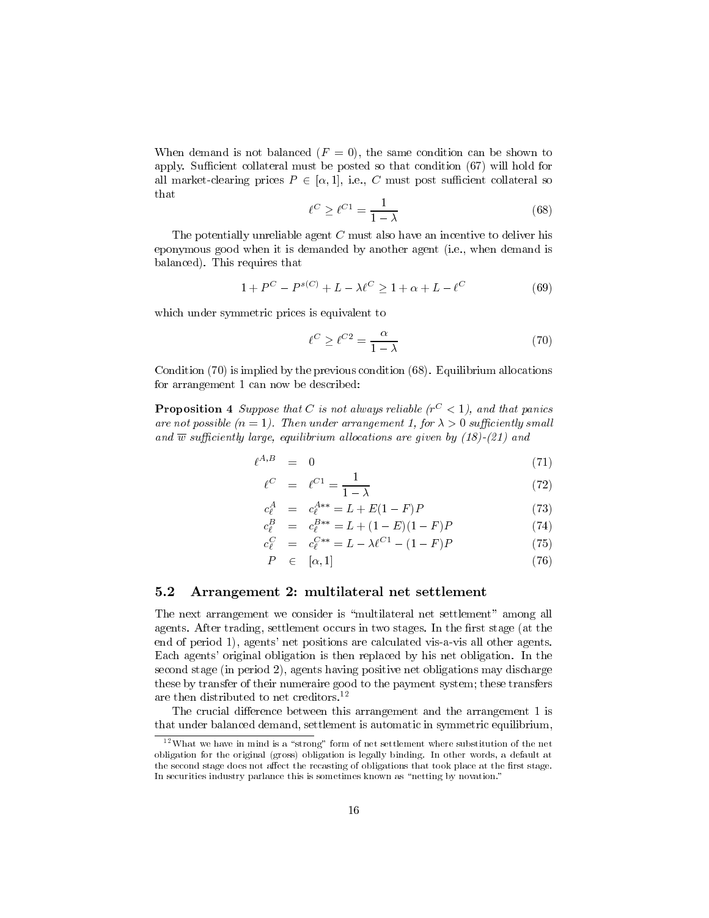When demand is not balanced ($F = 0$), the same condition can be shown to apply. Sufficient collateral must be posted so that condition (67) will hold for all market-clearing prices $P \in [\alpha, 1]$, i.e., $C$ must post sufficient collateral so that

$$\ell^C \geq \ell^{C1} = \frac{1}{1-\lambda} \tag{68}$$

The potentially unreliable agent $C$ must also have an incentive to deliver his eponymous good when it is demanded by another agent (i.e., when demand is balanced). This requires that

$$1 + P^C - P^{s(C)} + L - \lambda \ell^C \geq 1 + \alpha + L - \ell^C \tag{69}$$

which under symmetric prices is equivalent to

$$\ell^C \geq \ell^{C2} = \frac{\alpha}{1-\lambda} \tag{70}$$

Condition (70) is implied by the previous condition (68). Equilibrium allocations for arrangement 1 can now be described:

**Proposition 4** *Suppose that $C$ is not always reliable ($r^C < 1$), and that panics are not possible ($n = 1$). Then under arrangement 1, for $\lambda > 0$ sufficiently small and $\overline{w}$ sufficiently large, equilibrium allocations are given by (18)-(21) and*

$$\ell^{A,B} = 0 \tag{71}$$

$$\ell^C = \ell^{C1} = \frac{1}{1-\lambda} \tag{72}$$

$$c_\ell^A = c_\ell^{A**} = L + E(1-F)P \tag{73}$$

$$c_\ell^B = c_\ell^{B**} = L + (1-E)(1-F)P \tag{74}$$

$$c_\ell^C = c_\ell^{C**} = L - \lambda \ell^{C1} - (1-F)P \tag{75}$$

$$P \in [\alpha, 1] \tag{76}$$

## 5.2 Arrangement 2: multilateral net settlement

The next arrangement we consider is "multilateral net settlement" among all agents. After trading, settlement occurs in two stages. In the first stage (at the end of period 1), agents' net positions are calculated vis-a-vis all other agents. Each agents' original obligation is then replaced by his net obligation. In the second stage (in period 2), agents having positive net obligations may discharge these by transfer of their numeraire good to the payment system; these transfers are then distributed to net creditors.[12]

The crucial difference between this arrangement and the arrangement 1 is that under balanced demand, settlement is automatic in symmetric equilibrium,

[12] What we have in mind is a "strong" form of net settlement where substitution of the net obligation for the original (gross) obligation is legally binding. In other words, a default at the second stage does not affect the recasting of obligations that took place at the first stage. In securities industry parlance this is sometimes known as "netting by novation."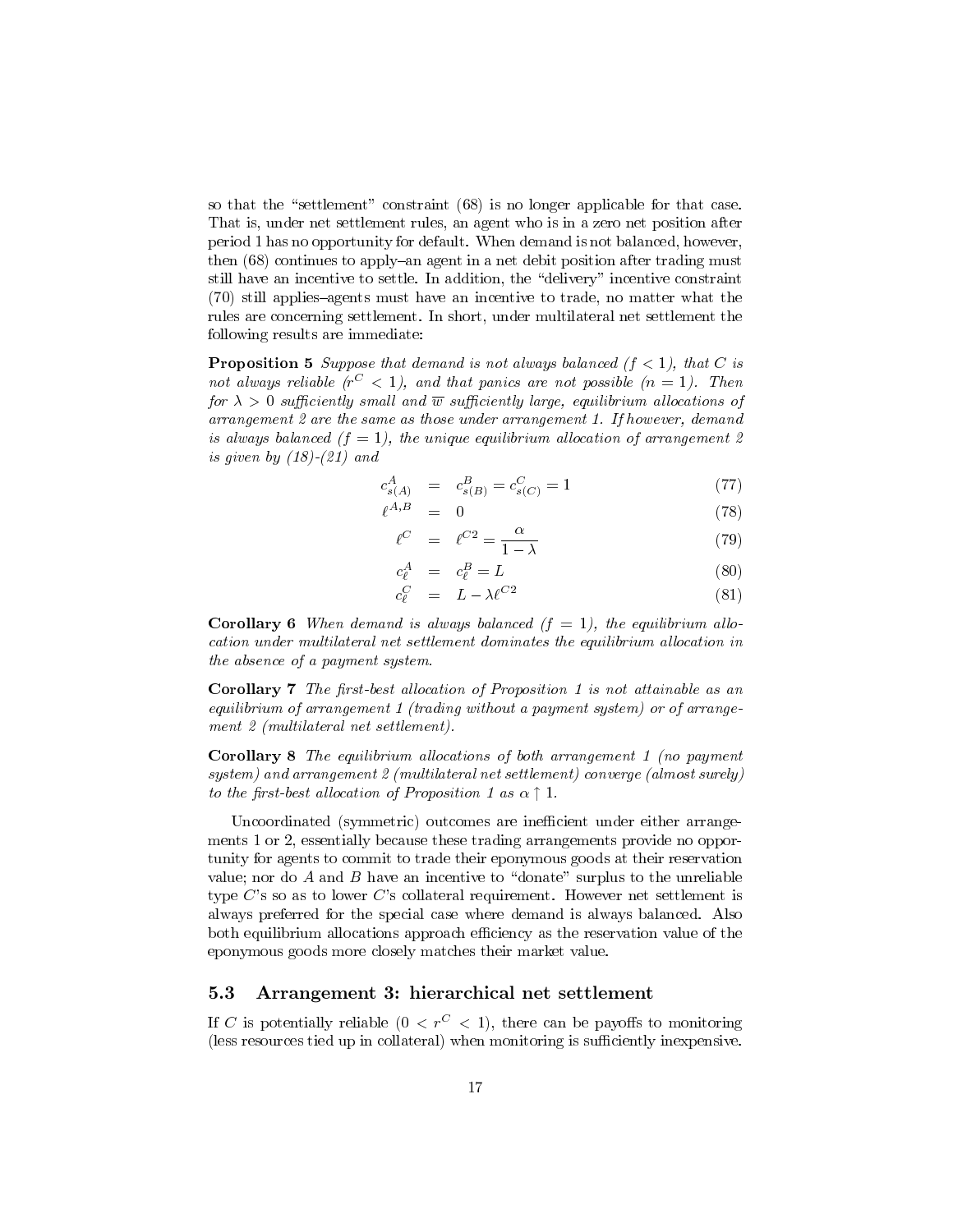so that the "settlement" constraint (68) is no longer applicable for that case. That is, under net settlement rules, an agent who is in a zero net position after period 1 has no opportunity for default. When demand is not balanced, however, then (68) continues to apply–an agent in a net debit position after trading must still have an incentive to settle. In addition, the "delivery" incentive constraint (70) still applies–agents must have an incentive to trade, no matter what the rules are concerning settlement. In short, under multilateral net settlement the following results are immediate:

**Proposition 5** *Suppose that demand is not always balanced ($f < 1$), that $C$ is not always reliable ($r^C < 1$), and that panics are not possible ($n = 1$). Then for $\lambda > 0$ sufficiently small and $\overline{w}$ sufficiently large, equilibrium allocations of arrangement 2 are the same as those under arrangement 1. If however, demand is always balanced ($f = 1$), the unique equilibrium allocation of arrangement 2 is given by (18)-(21) and*

$$c^A_{s(A)} = c^B_{s(B)} = c^C_{s(C)} = 1 \tag{77}$$

$$\ell^{A,B} = 0 \tag{78}$$

$$\ell^C = \ell^{C2} = \frac{\alpha}{1-\lambda} \tag{79}$$

$$c^A_\ell = c^B_\ell = L \tag{80}$$

$$c^C_\ell = L - \lambda \ell^{C2} \tag{81}$$

**Corollary 6** *When demand is always balanced ($f = 1$), the equilibrium allocation under multilateral net settlement dominates the equilibrium allocation in the absence of a payment system.*

**Corollary 7** *The first-best allocation of Proposition 1 is not attainable as an equilibrium of arrangement 1 (trading without a payment system) or of arrangement 2 (multilateral net settlement).*

**Corollary 8** *The equilibrium allocations of both arrangement 1 (no payment system) and arrangement 2 (multilateral net settlement) converge (almost surely) to the first-best allocation of Proposition 1 as $\alpha \uparrow 1$.*

Uncoordinated (symmetric) outcomes are inefficient under either arrangements 1 or 2, essentially because these trading arrangements provide no opportunity for agents to commit to trade their eponymous goods at their reservation value; nor do $A$ and $B$ have an incentive to "donate" surplus to the unreliable type $C$'s so as to lower $C$'s collateral requirement. However net settlement is always preferred for the special case where demand is always balanced. Also both equilibrium allocations approach efficiency as the reservation value of the eponymous goods more closely matches their market value.

### 5.3 Arrangement 3: hierarchical net settlement

If $C$ is potentially reliable ($0 < r^C < 1$), there can be payoffs to monitoring (less resources tied up in collateral) when monitoring is sufficiently inexpensive.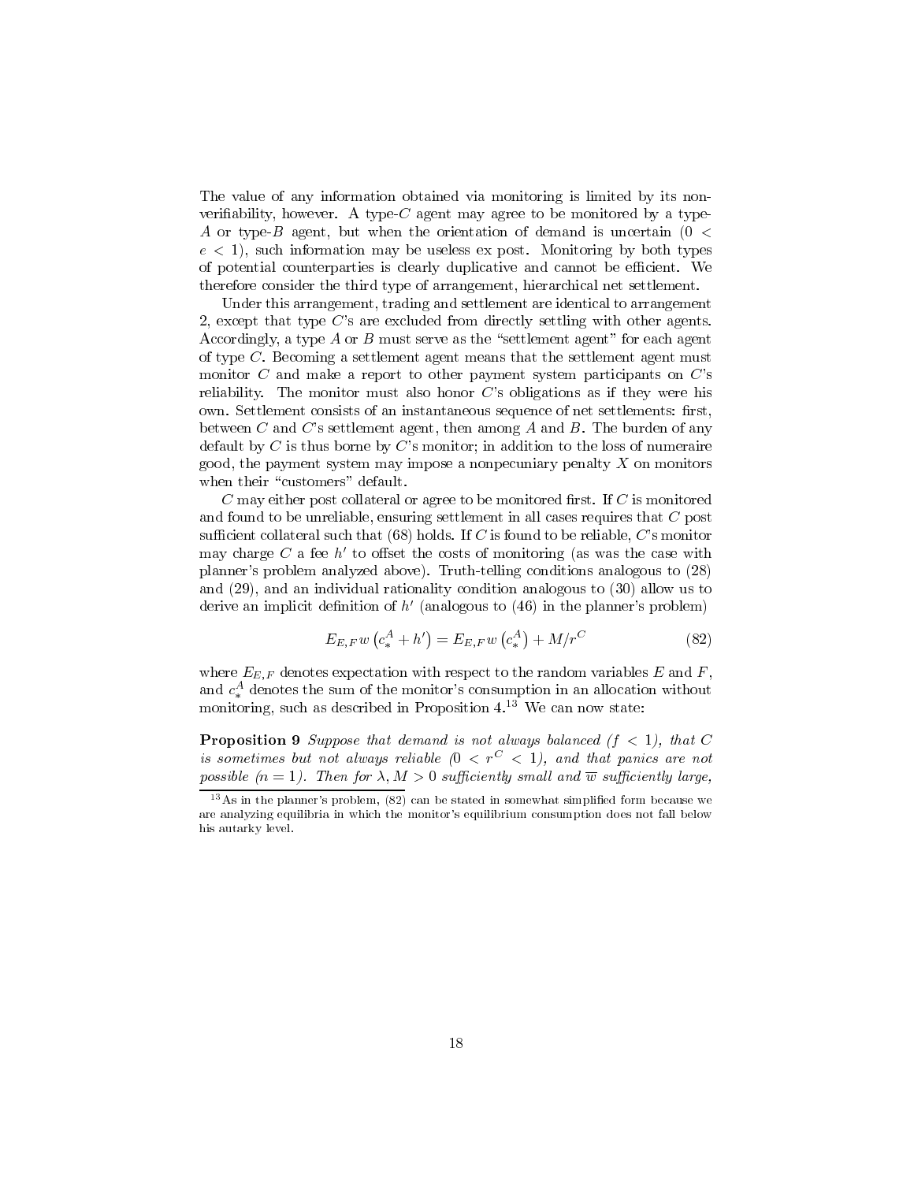The value of any information obtained via monitoring is limited by its non-verifiability, however. A type-$C$ agent may agree to be monitored by a type-$A$ or type-$B$ agent, but when the orientation of demand is uncertain ($0 < e < 1$), such information may be useless ex post. Monitoring by both types of potential counterparties is clearly duplicative and cannot be efficient. We therefore consider the third type of arrangement, hierarchical net settlement.

Under this arrangement, trading and settlement are identical to arrangement 2, except that type $C$'s are excluded from directly settling with other agents. Accordingly, a type $A$ or $B$ must serve as the "settlement agent" for each agent of type $C$. Becoming a settlement agent means that the settlement agent must monitor $C$ and make a report to other payment system participants on $C$'s reliability. The monitor must also honor $C$'s obligations as if they were his own. Settlement consists of an instantaneous sequence of net settlements: first, between $C$ and $C$'s settlement agent, then among $A$ and $B$. The burden of any default by $C$ is thus borne by $C$'s monitor; in addition to the loss of numeraire good, the payment system may impose a nonpecuniary penalty $X$ on monitors when their "customers" default.

$C$ may either post collateral or agree to be monitored first. If $C$ is monitored and found to be unreliable, ensuring settlement in all cases requires that $C$ post sufficient collateral such that (68) holds. If $C$ is found to be reliable, $C$'s monitor may charge $C$ a fee $h'$ to offset the costs of monitoring (as was the case with planner's problem analyzed above). Truth-telling conditions analogous to (28) and (29), and an individual rationality condition analogous to (30) allow us to derive an implicit definition of $h'$ (analogous to (46) in the planner's problem)

$$E_{E,F}\, w\left(c_*^A + h'\right) = E_{E,F}\, w\left(c_*^A\right) + M/r^C \tag{82}$$

where $E_{E,F}$ denotes expectation with respect to the random variables $E$ and $F$, and $c_*^A$ denotes the sum of the monitor's consumption in an allocation without monitoring, such as described in Proposition 4.[13] We can now state:

**Proposition 9** *Suppose that demand is not always balanced ($f < 1$), that $C$ is sometimes but not always reliable ($0 < r^C < 1$), and that panics are not possible ($n = 1$). Then for $\lambda, M > 0$ sufficiently small and $\overline{w}$ sufficiently large,*

[13] As in the planner's problem, (82) can be stated in somewhat simplified form because we are analyzing equilibria in which the monitor's equilibrium consumption does not fall below his autarky level.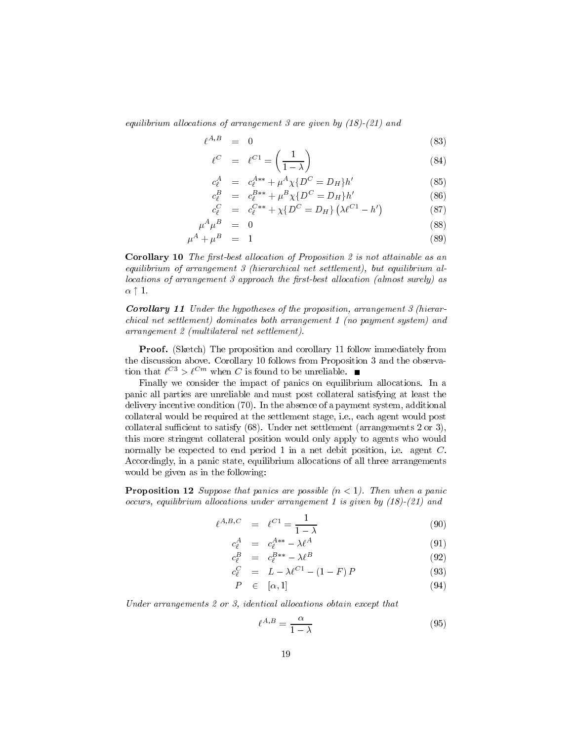*equilibrium allocations of arrangement 3 are given by (18)-(21) and*

$$\ell^{A,B} = 0 \tag{83}$$

$$\ell^{C} = \ell^{C1} = \left(\frac{1}{1-\lambda}\right) \tag{84}$$

$$c_\ell^A = c_\ell^{A**} + \mu^A \chi\{D^C = D_H\} h' \tag{85}$$

$$c_\ell^B = c_\ell^{B**} + \mu^B \chi\{D^C = D_H\} h' \tag{86}$$

$$c_\ell^C = c_\ell^{C**} + \chi\{D^C = D_H\}\left(\lambda \ell^{C1} - h'\right) \tag{87}$$

$$\mu^A \mu^B = 0 \tag{88}$$

$$\mu^A + \mu^B = 1 \tag{89}$$

**Corollary 10** *The first-best allocation of Proposition 2 is not attainable as an equilibrium of arrangement 3 (hierarchical net settlement), but equilibrium allocations of arrangement 3 approach the first-best allocation (almost surely) as $\alpha \uparrow 1$.*

***Corollary 11*** *Under the hypotheses of the proposition, arrangement 3 (hierarchical net settlement) dominates both arrangement 1 (no payment system) and arrangement 2 (multilateral net settlement).*

**Proof.** (Sketch) The proposition and corollary 11 follow immediately from the discussion above. Corollary 10 follows from Proposition 3 and the observation that $\ell^{C3} > \ell^{Cm}$ when $C$ is found to be unreliable. ■

Finally we consider the impact of panics on equilibrium allocations. In a panic all parties are unreliable and must post collateral satisfying at least the delivery incentive condition (70). In the absence of a payment system, additional collateral would be required at the settlement stage, i.e., each agent would post collateral sufficient to satisfy (68). Under net settlement (arrangements 2 or 3), this more stringent collateral position would only apply to agents who would normally be expected to end period 1 in a net debit position, i.e. agent $C$. Accordingly, in a panic state, equilibrium allocations of all three arrangements would be given as in the following:

**Proposition 12** *Suppose that panics are possible ($n < 1$). Then when a panic occurs, equilibrium allocations under arrangement 1 is given by (18)-(21) and*

$$\ell^{A,B,C} = \ell^{C1} = \frac{1}{1-\lambda} \tag{90}$$

$$c_\ell^A = c_\ell^{A**} - \lambda \ell^A \tag{91}$$

$$c_\ell^B = c_\ell^{B**} - \lambda \ell^B \tag{92}$$

$$c_\ell^C = L - \lambda \ell^{C1} - (1-F)\,P \tag{93}$$

$$P \in [\alpha, 1] \tag{94}$$

*Under arrangements 2 or 3, identical allocations obtain except that*

$$\ell^{A,B} = \frac{\alpha}{1-\lambda} \tag{95}$$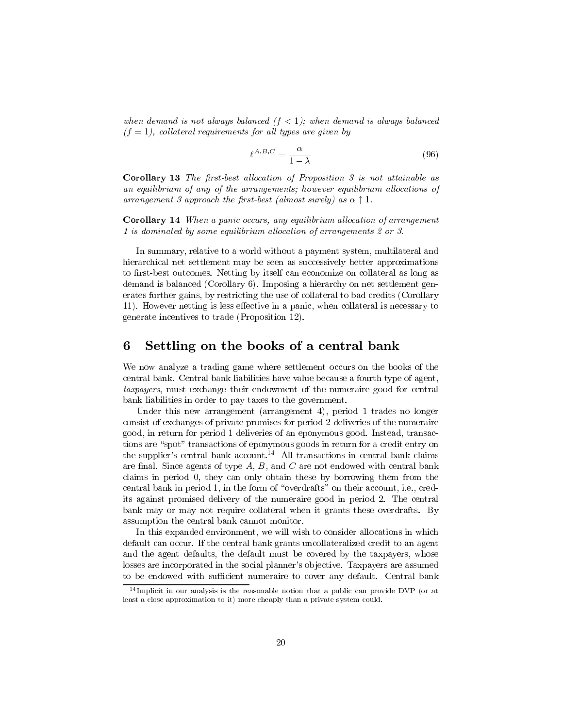*when demand is not always balanced ($f < 1$); when demand is always balanced ($f = 1$), collateral requirements for all types are given by*

$$\ell^{A,B,C} = \frac{\alpha}{1-\lambda} \tag{96}$$

**Corollary 13** *The first-best allocation of Proposition 3 is not attainable as an equilibrium of any of the arrangements; however equilibrium allocations of arrangement 3 approach the first-best (almost surely) as $\alpha \uparrow 1$.*

**Corollary 14** *When a panic occurs, any equilibrium allocation of arrangement 1 is dominated by some equilibrium allocation of arrangements 2 or 3.*

In summary, relative to a world without a payment system, multilateral and hierarchical net settlement may be seen as successively better approximations to first-best outcomes. Netting by itself can economize on collateral as long as demand is balanced (Corollary 6). Imposing a hierarchy on net settlement generates further gains, by restricting the use of collateral to bad credits (Corollary 11). However netting is less effective in a panic, when collateral is necessary to generate incentives to trade (Proposition 12).

# 6 Settling on the books of a central bank

We now analyze a trading game where settlement occurs on the books of the central bank. Central bank liabilities have value because a fourth type of agent, *taxpayers*, must exchange their endowment of the numeraire good for central bank liabilities in order to pay taxes to the government.

Under this new arrangement (arrangement 4), period 1 trades no longer consist of exchanges of private promises for period 2 deliveries of the numeraire good, in return for period 1 deliveries of an eponymous good. Instead, transactions are "spot" transactions of eponymous goods in return for a credit entry on the supplier's central bank account.[14] All transactions in central bank claims are final. Since agents of type $A$, $B$, and $C$ are not endowed with central bank claims in period 0, they can only obtain these by borrowing them from the central bank in period 1, in the form of "overdrafts" on their account, i.e., credits against promised delivery of the numeraire good in period 2. The central bank may or may not require collateral when it grants these overdrafts. By assumption the central bank cannot monitor.

In this expanded environment, we will wish to consider allocations in which default can occur. If the central bank grants uncollateralized credit to an agent and the agent defaults, the default must be covered by the taxpayers, whose losses are incorporated in the social planner's objective. Taxpayers are assumed to be endowed with sufficient numeraire to cover any default. Central bank

[14] Implicit in our analysis is the reasonable notion that a public can provide DVP (or at least a close approximation to it) more cheaply than a private system could.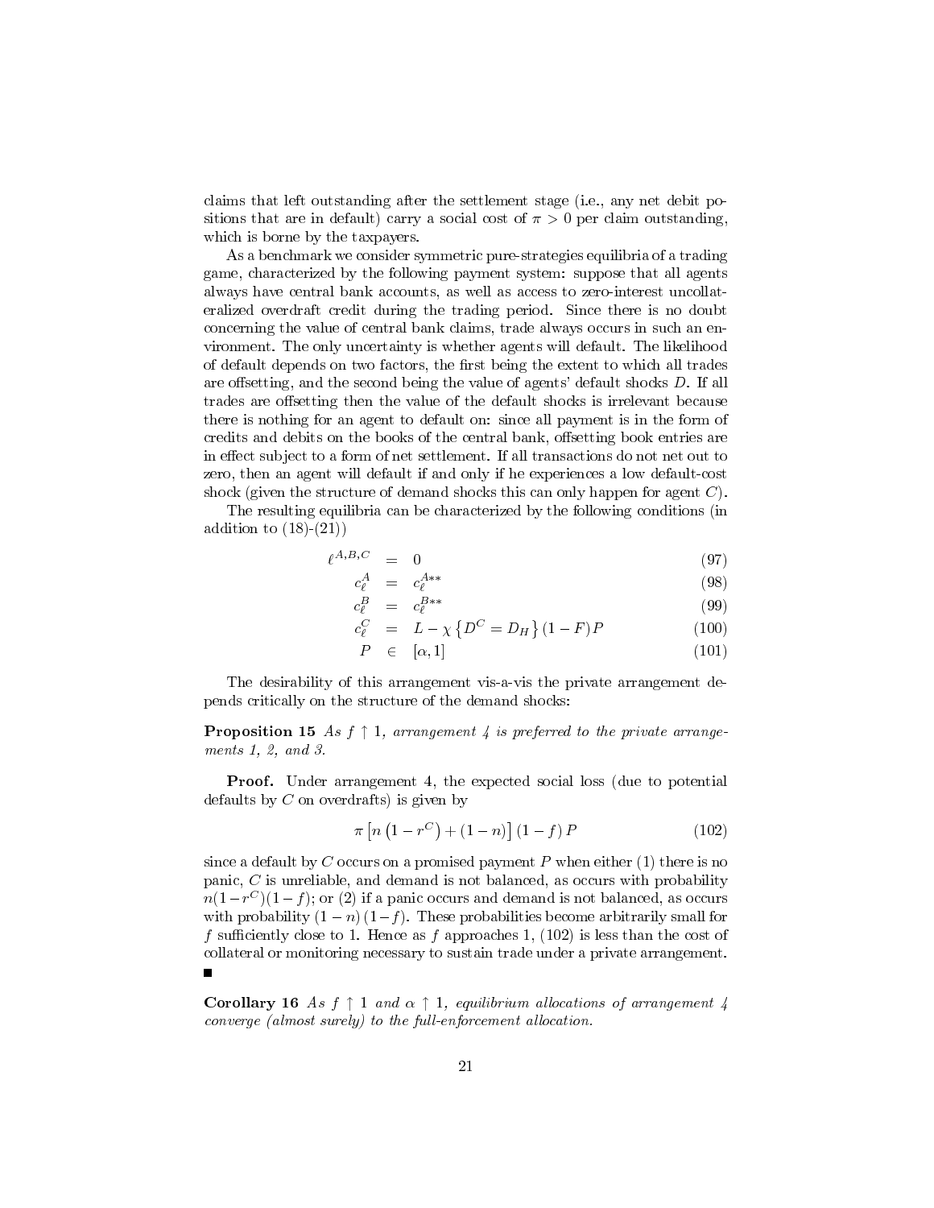claims that left outstanding after the settlement stage (i.e., any net debit positions that are in default) carry a social cost of $\pi > 0$ per claim outstanding, which is borne by the taxpayers.

As a benchmark we consider symmetric pure-strategies equilibria of a trading game, characterized by the following payment system: suppose that all agents always have central bank accounts, as well as access to zero-interest uncollateralized overdraft credit during the trading period. Since there is no doubt concerning the value of central bank claims, trade always occurs in such an environment. The only uncertainty is whether agents will default. The likelihood of default depends on two factors, the first being the extent to which all trades are offsetting, and the second being the value of agents' default shocks $D$. If all trades are offsetting then the value of the default shocks is irrelevant because there is nothing for an agent to default on: since all payment is in the form of credits and debits on the books of the central bank, offsetting book entries are in effect subject to a form of net settlement. If all transactions do not net out to zero, then an agent will default if and only if he experiences a low default-cost shock (given the structure of demand shocks this can only happen for agent $C$).

The resulting equilibria can be characterized by the following conditions (in addition to (18)-(21))

$$\ell^{A,B,C} = 0 \tag{97}$$

$$c_\ell^A = c_\ell^{A**} \tag{98}$$

$$c_\ell^B = c_\ell^{B**} \tag{99}$$

$$c_\ell^C = L - \chi\left\{D^C = D_H\right\}(1-F)P \tag{100}$$

$$P \in [\alpha, 1] \tag{101}$$

The desirability of this arrangement vis-a-vis the private arrangement depends critically on the structure of the demand shocks:

**Proposition 15** *As $f \uparrow 1$, arrangement 4 is preferred to the private arrangements 1, 2, and 3.*

**Proof.** Under arrangement 4, the expected social loss (due to potential defaults by $C$ on overdrafts) is given by

$$\pi\left[n\left(1-r^C\right)+(1-n)\right](1-f)P \tag{102}$$

since a default by $C$ occurs on a promised payment $P$ when either (1) there is no panic, $C$ is unreliable, and demand is not balanced, as occurs with probability $n(1-r^C)(1-f)$; or (2) if a panic occurs and demand is not balanced, as occurs with probability $(1-n)(1-f)$. These probabilities become arbitrarily small for $f$ sufficiently close to 1. Hence as $f$ approaches 1, (102) is less than the cost of collateral or monitoring necessary to sustain trade under a private arrangement. ■

**Corollary 16** *As $f \uparrow 1$ and $\alpha \uparrow 1$, equilibrium allocations of arrangement 4 converge (almost surely) to the full-enforcement allocation.*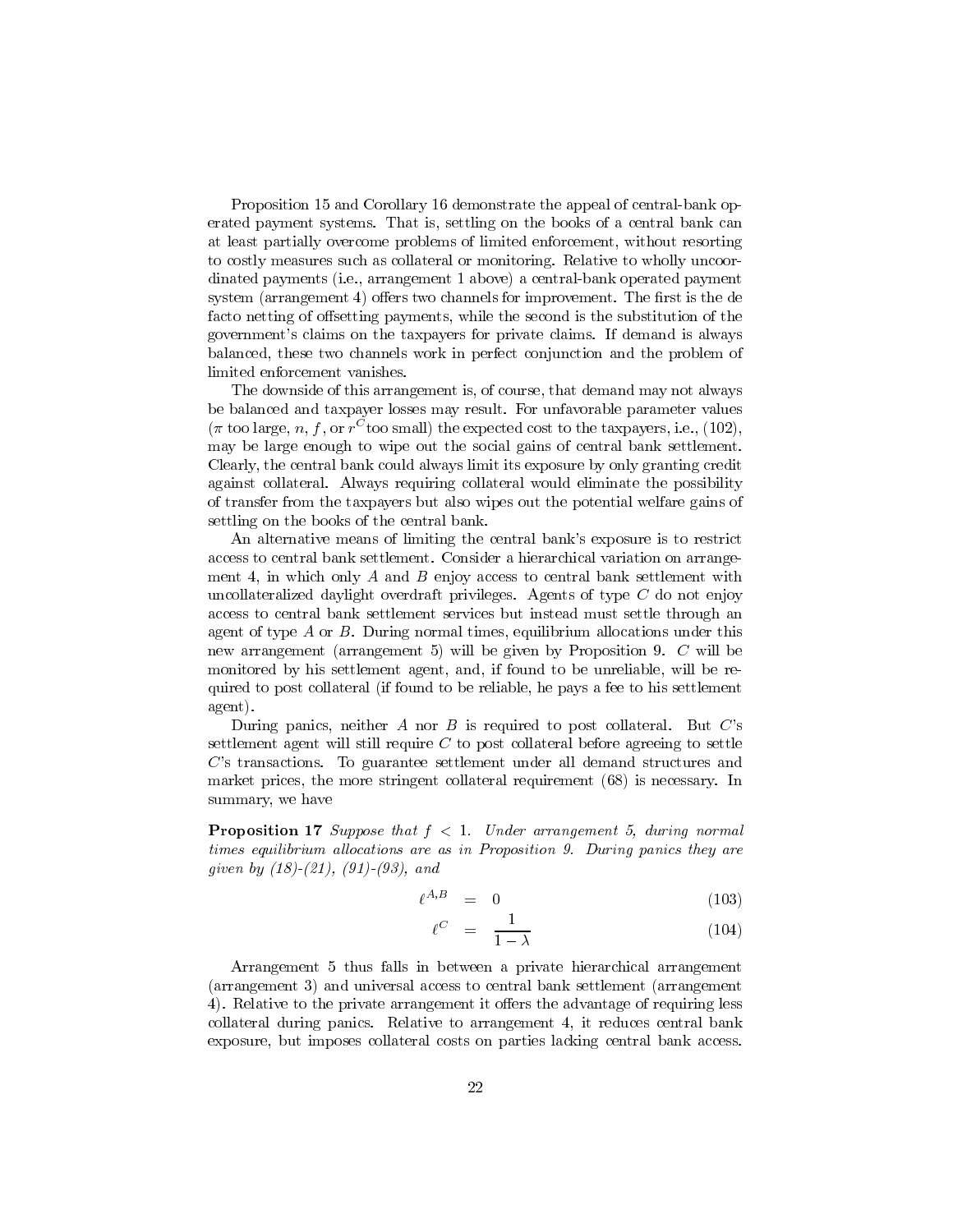Proposition 15 and Corollary 16 demonstrate the appeal of central-bank operated payment systems. That is, settling on the books of a central bank can at least partially overcome problems of limited enforcement, without resorting to costly measures such as collateral or monitoring. Relative to wholly uncoordinated payments (i.e., arrangement 1 above) a central-bank operated payment system (arrangement 4) offers two channels for improvement. The first is the de facto netting of offsetting payments, while the second is the substitution of the government's claims on the taxpayers for private claims. If demand is always balanced, these two channels work in perfect conjunction and the problem of limited enforcement vanishes.

The downside of this arrangement is, of course, that demand may not always be balanced and taxpayer losses may result. For unfavorable parameter values ($\pi$ too large, $n$, $f$, or $r^C$ too small) the expected cost to the taxpayers, i.e., (102), may be large enough to wipe out the social gains of central bank settlement. Clearly, the central bank could always limit its exposure by only granting credit against collateral. Always requiring collateral would eliminate the possibility of transfer from the taxpayers but also wipes out the potential welfare gains of settling on the books of the central bank.

An alternative means of limiting the central bank's exposure is to restrict access to central bank settlement. Consider a hierarchical variation on arrangement 4, in which only $A$ and $B$ enjoy access to central bank settlement with uncollateralized daylight overdraft privileges. Agents of type $C$ do not enjoy access to central bank settlement services but instead must settle through an agent of type $A$ or $B$. During normal times, equilibrium allocations under this new arrangement (arrangement 5) will be given by Proposition 9. $C$ will be monitored by his settlement agent, and, if found to be unreliable, will be required to post collateral (if found to be reliable, he pays a fee to his settlement agent).

During panics, neither $A$ nor $B$ is required to post collateral. But $C$'s settlement agent will still require $C$ to post collateral before agreeing to settle $C$'s transactions. To guarantee settlement under all demand structures and market prices, the more stringent collateral requirement (68) is necessary. In summary, we have

**Proposition 17** *Suppose that $f < 1$. Under arrangement 5, during normal times equilibrium allocations are as in Proposition 9. During panics they are given by (18)-(21), (91)-(93), and*

$$\ell^{A,B} = 0 \tag{103}$$

$$\ell^C = \frac{1}{1-\lambda} \tag{104}$$

Arrangement 5 thus falls in between a private hierarchical arrangement (arrangement 3) and universal access to central bank settlement (arrangement 4). Relative to the private arrangement it offers the advantage of requiring less collateral during panics. Relative to arrangement 4, it reduces central bank exposure, but imposes collateral costs on parties lacking central bank access.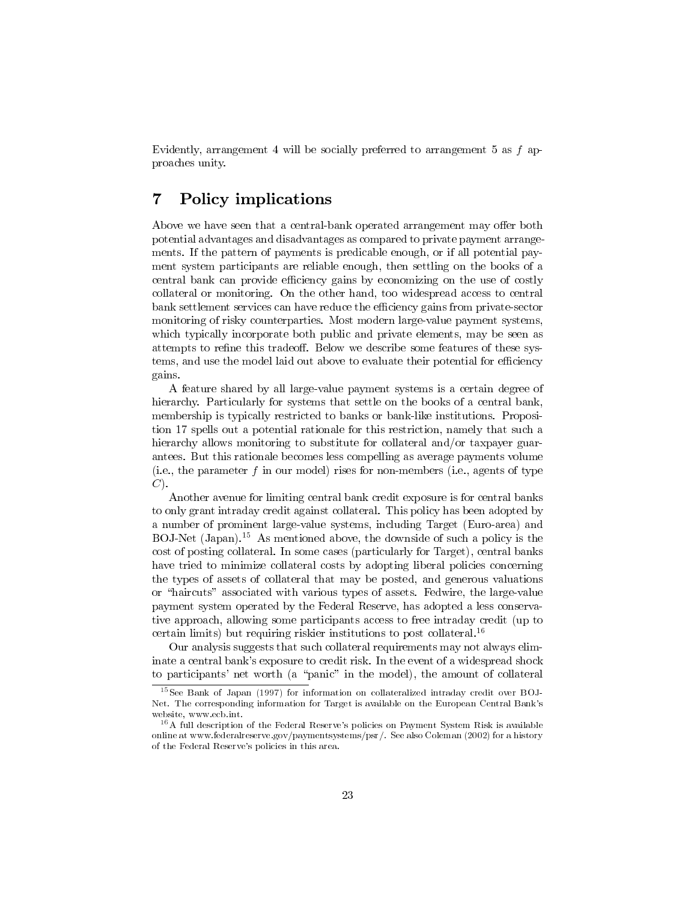Evidently, arrangement 4 will be socially preferred to arrangement 5 as $f$ approaches unity.

## 7 Policy implications

Above we have seen that a central-bank operated arrangement may offer both potential advantages and disadvantages as compared to private payment arrangements. If the pattern of payments is predicable enough, or if all potential payment system participants are reliable enough, then settling on the books of a central bank can provide efficiency gains by economizing on the use of costly collateral or monitoring. On the other hand, too widespread access to central bank settlement services can have reduce the efficiency gains from private-sector monitoring of risky counterparties. Most modern large-value payment systems, which typically incorporate both public and private elements, may be seen as attempts to refine this tradeoff. Below we describe some features of these systems, and use the model laid out above to evaluate their potential for efficiency gains.

A feature shared by all large-value payment systems is a certain degree of hierarchy. Particularly for systems that settle on the books of a central bank, membership is typically restricted to banks or bank-like institutions. Proposition 17 spells out a potential rationale for this restriction, namely that such a hierarchy allows monitoring to substitute for collateral and/or taxpayer guarantees. But this rationale becomes less compelling as average payments volume (i.e., the parameter $f$ in our model) rises for non-members (i.e., agents of type $C$).

Another avenue for limiting central bank credit exposure is for central banks to only grant intraday credit against collateral. This policy has been adopted by a number of prominent large-value systems, including Target (Euro-area) and BOJ-Net (Japan).[15] As mentioned above, the downside of such a policy is the cost of posting collateral. In some cases (particularly for Target), central banks have tried to minimize collateral costs by adopting liberal policies concerning the types of assets of collateral that may be posted, and generous valuations or "haircuts" associated with various types of assets. Fedwire, the large-value payment system operated by the Federal Reserve, has adopted a less conservative approach, allowing some participants access to free intraday credit (up to certain limits) but requiring riskier institutions to post collateral.[16]

Our analysis suggests that such collateral requirements may not always eliminate a central bank's exposure to credit risk. In the event of a widespread shock to participants' net worth (a "panic" in the model), the amount of collateral

[15] See Bank of Japan (1997) for information on collateralized intraday credit over BOJ-Net. The corresponding information for Target is available on the European Central Bank's website, www.ecb.int.

[16] A full description of the Federal Reserve's policies on Payment System Risk is available online at www.federalreserve.gov/paymentsystems/psr/. See also Coleman (2002) for a history of the Federal Reserve's policies in this area.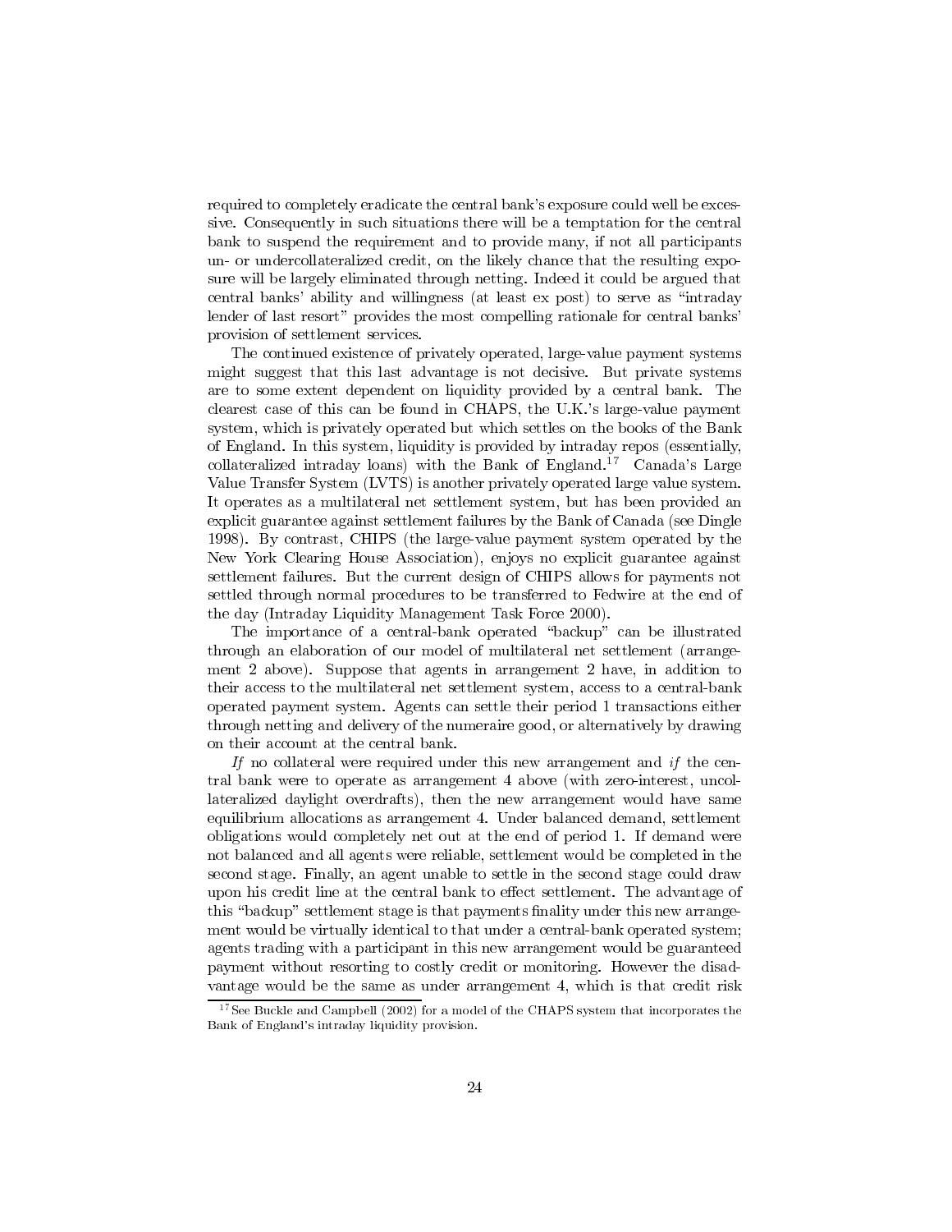required to completely eradicate the central bank's exposure could well be excessive. Consequently in such situations there will be a temptation for the central bank to suspend the requirement and to provide many, if not all participants un- or undercollateralized credit, on the likely chance that the resulting exposure will be largely eliminated through netting. Indeed it could be argued that central banks' ability and willingness (at least ex post) to serve as "intraday lender of last resort" provides the most compelling rationale for central banks' provision of settlement services.

The continued existence of privately operated, large-value payment systems might suggest that this last advantage is not decisive. But private systems are to some extent dependent on liquidity provided by a central bank. The clearest case of this can be found in CHAPS, the U.K.'s large-value payment system, which is privately operated but which settles on the books of the Bank of England. In this system, liquidity is provided by intraday repos (essentially, collateralized intraday loans) with the Bank of England.[17] Canada's Large Value Transfer System (LVTS) is another privately operated large value system. It operates as a multilateral net settlement system, but has been provided an explicit guarantee against settlement failures by the Bank of Canada (see Dingle 1998). By contrast, CHIPS (the large-value payment system operated by the New York Clearing House Association), enjoys no explicit guarantee against settlement failures. But the current design of CHIPS allows for payments not settled through normal procedures to be transferred to Fedwire at the end of the day (Intraday Liquidity Management Task Force 2000).

The importance of a central-bank operated "backup" can be illustrated through an elaboration of our model of multilateral net settlement (arrangement 2 above). Suppose that agents in arrangement 2 have, in addition to their access to the multilateral net settlement system, access to a central-bank operated payment system. Agents can settle their period 1 transactions either through netting and delivery of the numeraire good, or alternatively by drawing on their account at the central bank.

*If* no collateral were required under this new arrangement and *if* the central bank were to operate as arrangement 4 above (with zero-interest, uncollateralized daylight overdrafts), then the new arrangement would have same equilibrium allocations as arrangement 4. Under balanced demand, settlement obligations would completely net out at the end of period 1. If demand were not balanced and all agents were reliable, settlement would be completed in the second stage. Finally, an agent unable to settle in the second stage could draw upon his credit line at the central bank to effect settlement. The advantage of this "backup" settlement stage is that payments finality under this new arrangement would be virtually identical to that under a central-bank operated system; agents trading with a participant in this new arrangement would be guaranteed payment without resorting to costly credit or monitoring. However the disadvantage would be the same as under arrangement 4, which is that credit risk

[17] See Buckle and Campbell (2002) for a model of the CHAPS system that incorporates the Bank of England's intraday liquidity provision.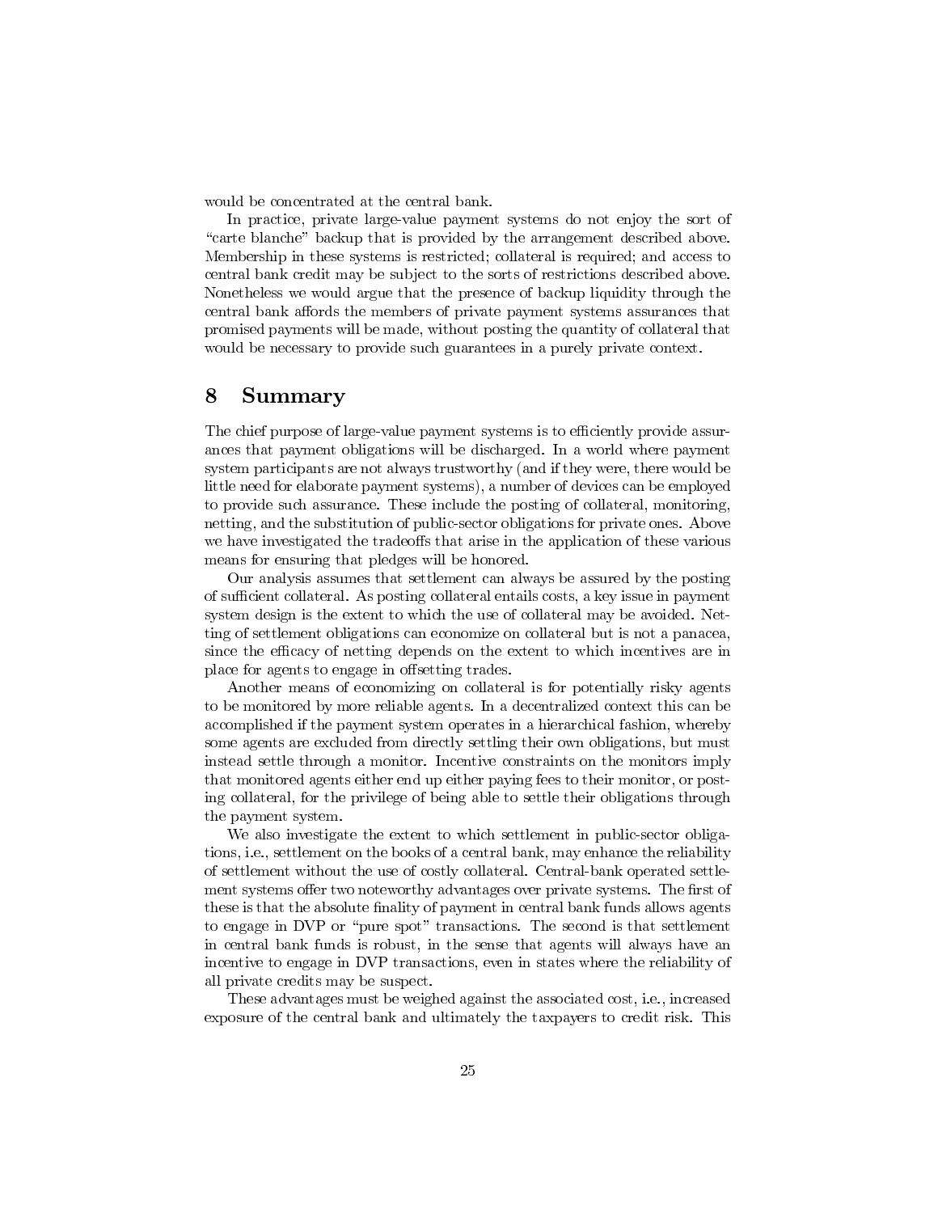would be concentrated at the central bank.

In practice, private large-value payment systems do not enjoy the sort of "carte blanche" backup that is provided by the arrangement described above. Membership in these systems is restricted; collateral is required; and access to central bank credit may be subject to the sorts of restrictions described above. Nonetheless we would argue that the presence of backup liquidity through the central bank affords the members of private payment systems assurances that promised payments will be made, without posting the quantity of collateral that would be necessary to provide such guarantees in a purely private context.

## 8 Summary

The chief purpose of large-value payment systems is to efficiently provide assurances that payment obligations will be discharged. In a world where payment system participants are not always trustworthy (and if they were, there would be little need for elaborate payment systems), a number of devices can be employed to provide such assurance. These include the posting of collateral, monitoring, netting, and the substitution of public-sector obligations for private ones. Above we have investigated the tradeoffs that arise in the application of these various means for ensuring that pledges will be honored.

Our analysis assumes that settlement can always be assured by the posting of sufficient collateral. As posting collateral entails costs, a key issue in payment system design is the extent to which the use of collateral may be avoided. Netting of settlement obligations can economize on collateral but is not a panacea, since the efficacy of netting depends on the extent to which incentives are in place for agents to engage in offsetting trades.

Another means of economizing on collateral is for potentially risky agents to be monitored by more reliable agents. In a decentralized context this can be accomplished if the payment system operates in a hierarchical fashion, whereby some agents are excluded from directly settling their own obligations, but must instead settle through a monitor. Incentive constraints on the monitors imply that monitored agents either end up either paying fees to their monitor, or posting collateral, for the privilege of being able to settle their obligations through the payment system.

We also investigate the extent to which settlement in public-sector obligations, i.e., settlement on the books of a central bank, may enhance the reliability of settlement without the use of costly collateral. Central-bank operated settlement systems offer two noteworthy advantages over private systems. The first of these is that the absolute finality of payment in central bank funds allows agents to engage in DVP or "pure spot" transactions. The second is that settlement in central bank funds is robust, in the sense that agents will always have an incentive to engage in DVP transactions, even in states where the reliability of all private credits may be suspect.

These advantages must be weighed against the associated cost, i.e., increased exposure of the central bank and ultimately the taxpayers to credit risk. This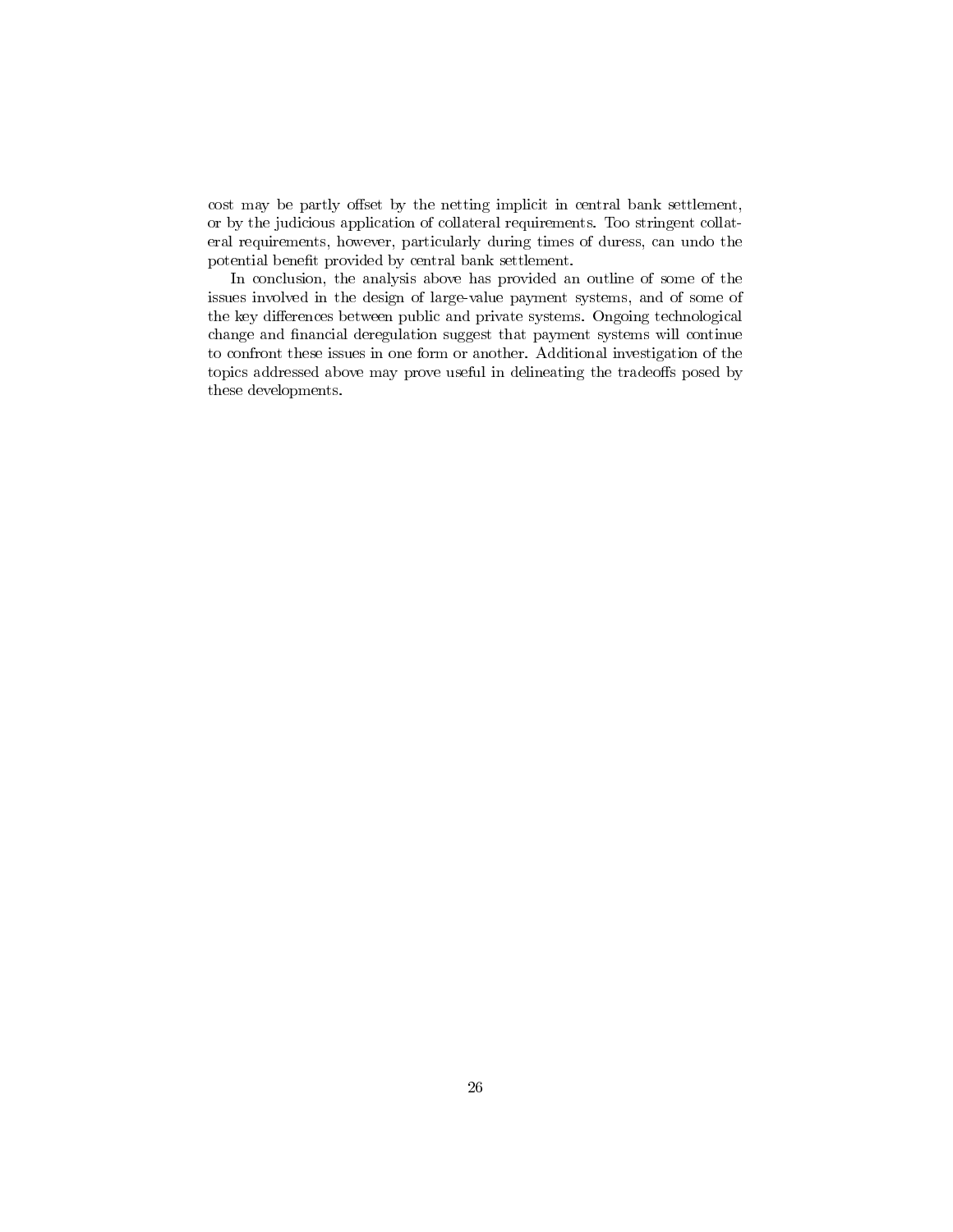cost may be partly offset by the netting implicit in central bank settlement, or by the judicious application of collateral requirements. Too stringent collateral requirements, however, particularly during times of duress, can undo the potential benefit provided by central bank settlement.

In conclusion, the analysis above has provided an outline of some of the issues involved in the design of large-value payment systems, and of some of the key differences between public and private systems. Ongoing technological change and financial deregulation suggest that payment systems will continue to confront these issues in one form or another. Additional investigation of the topics addressed above may prove useful in delineating the tradeoffs posed by these developments.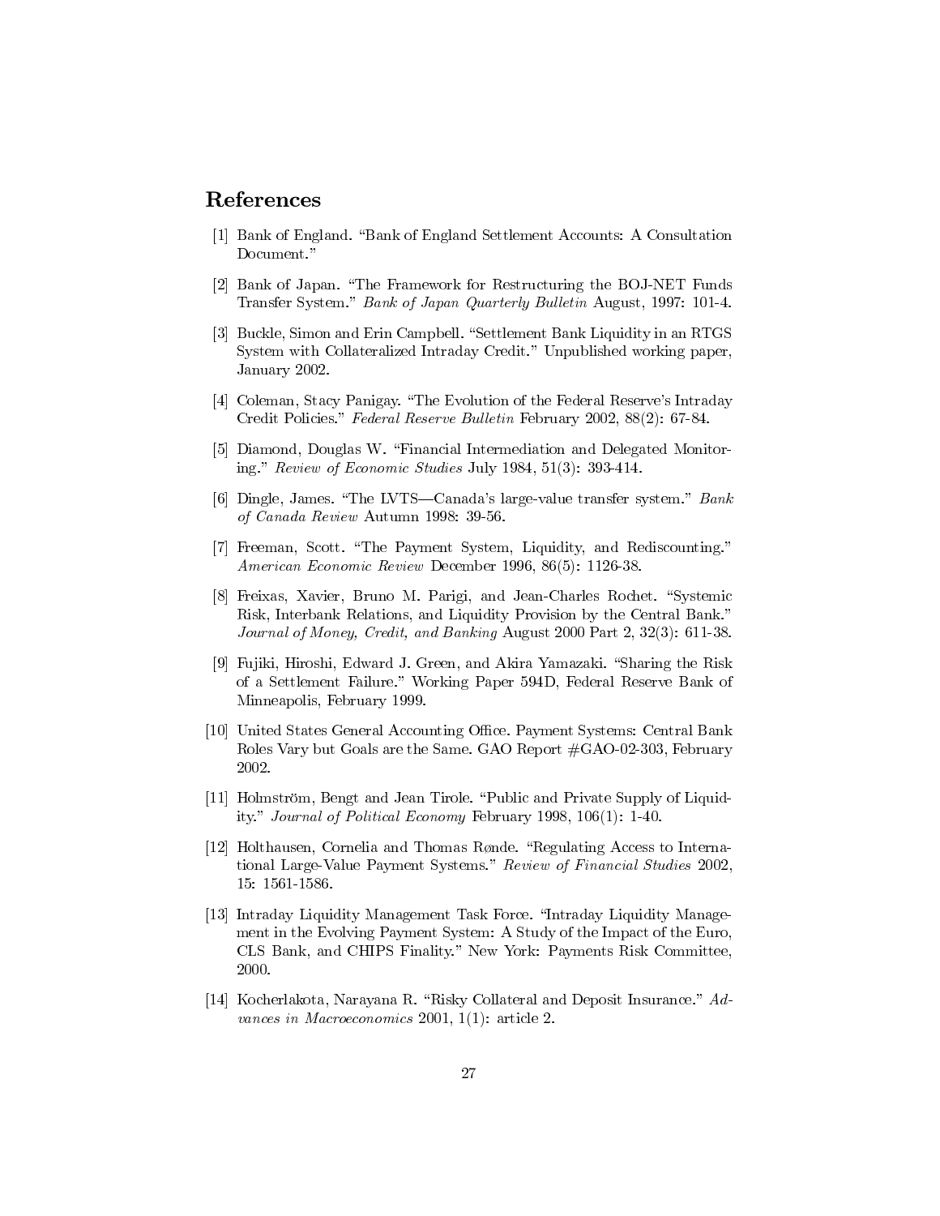## References

[1] Bank of England. "Bank of England Settlement Accounts: A Consultation Document."

[2] Bank of Japan. "The Framework for Restructuring the BOJ-NET Funds Transfer System." *Bank of Japan Quarterly Bulletin* August, 1997: 101-4.

[3] Buckle, Simon and Erin Campbell. "Settlement Bank Liquidity in an RTGS System with Collateralized Intraday Credit." Unpublished working paper, January 2002.

[4] Coleman, Stacy Panigay. "The Evolution of the Federal Reserve's Intraday Credit Policies." *Federal Reserve Bulletin* February 2002, 88(2): 67-84.

[5] Diamond, Douglas W. "Financial Intermediation and Delegated Monitoring." *Review of Economic Studies* July 1984, 51(3): 393-414.

[6] Dingle, James. "The LVTS—Canada's large-value transfer system." *Bank of Canada Review* Autumn 1998: 39-56.

[7] Freeman, Scott. "The Payment System, Liquidity, and Rediscounting." *American Economic Review* December 1996, 86(5): 1126-38.

[8] Freixas, Xavier, Bruno M. Parigi, and Jean-Charles Rochet. "Systemic Risk, Interbank Relations, and Liquidity Provision by the Central Bank." *Journal of Money, Credit, and Banking* August 2000 Part 2, 32(3): 611-38.

[9] Fujiki, Hiroshi, Edward J. Green, and Akira Yamazaki. "Sharing the Risk of a Settlement Failure." Working Paper 594D, Federal Reserve Bank of Minneapolis, February 1999.

[10] United States General Accounting Office. Payment Systems: Central Bank Roles Vary but Goals are the Same. GAO Report #GAO-02-303, February 2002.

[11] Holmström, Bengt and Jean Tirole. "Public and Private Supply of Liquidity." *Journal of Political Economy* February 1998, 106(1): 1-40.

[12] Holthausen, Cornelia and Thomas Rønde. "Regulating Access to International Large-Value Payment Systems." *Review of Financial Studies* 2002, 15: 1561-1586.

[13] Intraday Liquidity Management Task Force. "Intraday Liquidity Management in the Evolving Payment System: A Study of the Impact of the Euro, CLS Bank, and CHIPS Finality." New York: Payments Risk Committee, 2000.

[14] Kocherlakota, Narayana R. "Risky Collateral and Deposit Insurance." *Advances in Macroeconomics* 2001, 1(1): article 2.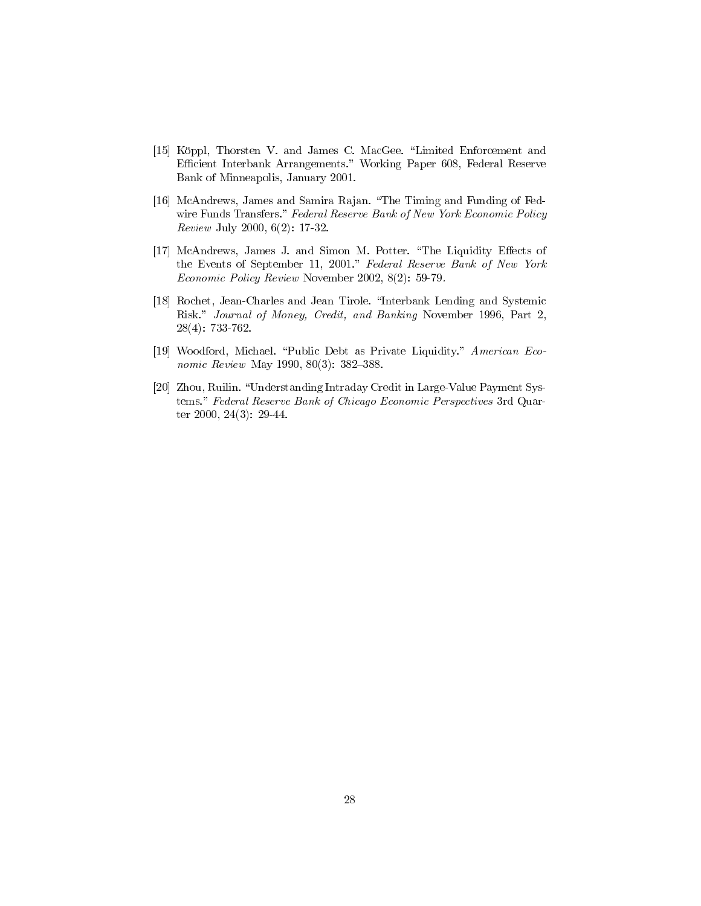[15] Köppl, Thorsten V. and James C. MacGee. "Limited Enforcement and Efficient Interbank Arrangements." Working Paper 608, Federal Reserve Bank of Minneapolis, January 2001.

[16] McAndrews, James and Samira Rajan. "The Timing and Funding of Fedwire Funds Transfers." *Federal Reserve Bank of New York Economic Policy Review* July 2000, 6(2): 17-32.

[17] McAndrews, James J. and Simon M. Potter. "The Liquidity Effects of the Events of September 11, 2001." *Federal Reserve Bank of New York Economic Policy Review* November 2002, 8(2): 59-79.

[18] Rochet, Jean-Charles and Jean Tirole. "Interbank Lending and Systemic Risk." *Journal of Money, Credit, and Banking* November 1996, Part 2, 28(4): 733-762.

[19] Woodford, Michael. "Public Debt as Private Liquidity." *American Economic Review* May 1990, 80(3): 382–388.

[20] Zhou, Ruilin. "Understanding Intraday Credit in Large-Value Payment Systems." *Federal Reserve Bank of Chicago Economic Perspectives* 3rd Quarter 2000, 24(3): 29-44.